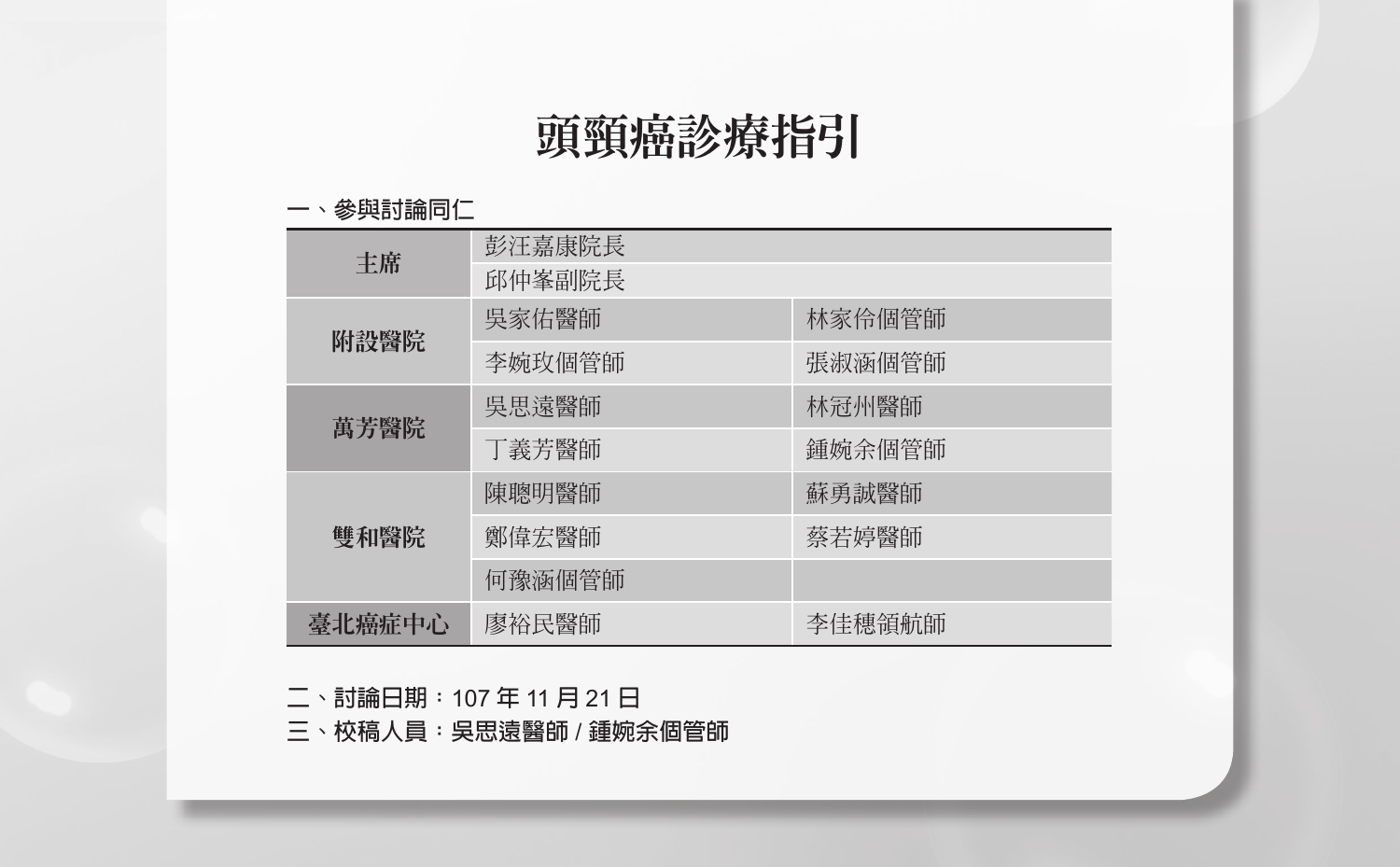# 頭頸癌診療指引

一、參與討論同仁

| | | |
|---|---|---|
| 主席 | 彭汪嘉康院長 | |
| | 邱仲峯副院長 | |
| 附設醫院 | 吳家佑醫師 | 林家伶個管師 |
| | 李婉玫個管師 | 張淑涵個管師 |
| 萬芳醫院 | 吳思遠醫師 | 林冠州醫師 |
| | 丁義芳醫師 | 鍾婉余個管師 |
| 雙和醫院 | 陳聰明醫師 | 蘇勇誠醫師 |
| | 鄭偉宏醫師 | 蔡若婷醫師 |
| | 何豫涵個管師 | |
| 臺北癌症中心 | 廖裕民醫師 | 李佳穗領航師 |

二、討論日期：107 年 11 月 21 日

三、校稿人員：吳思遠醫師 / 鍾婉余個管師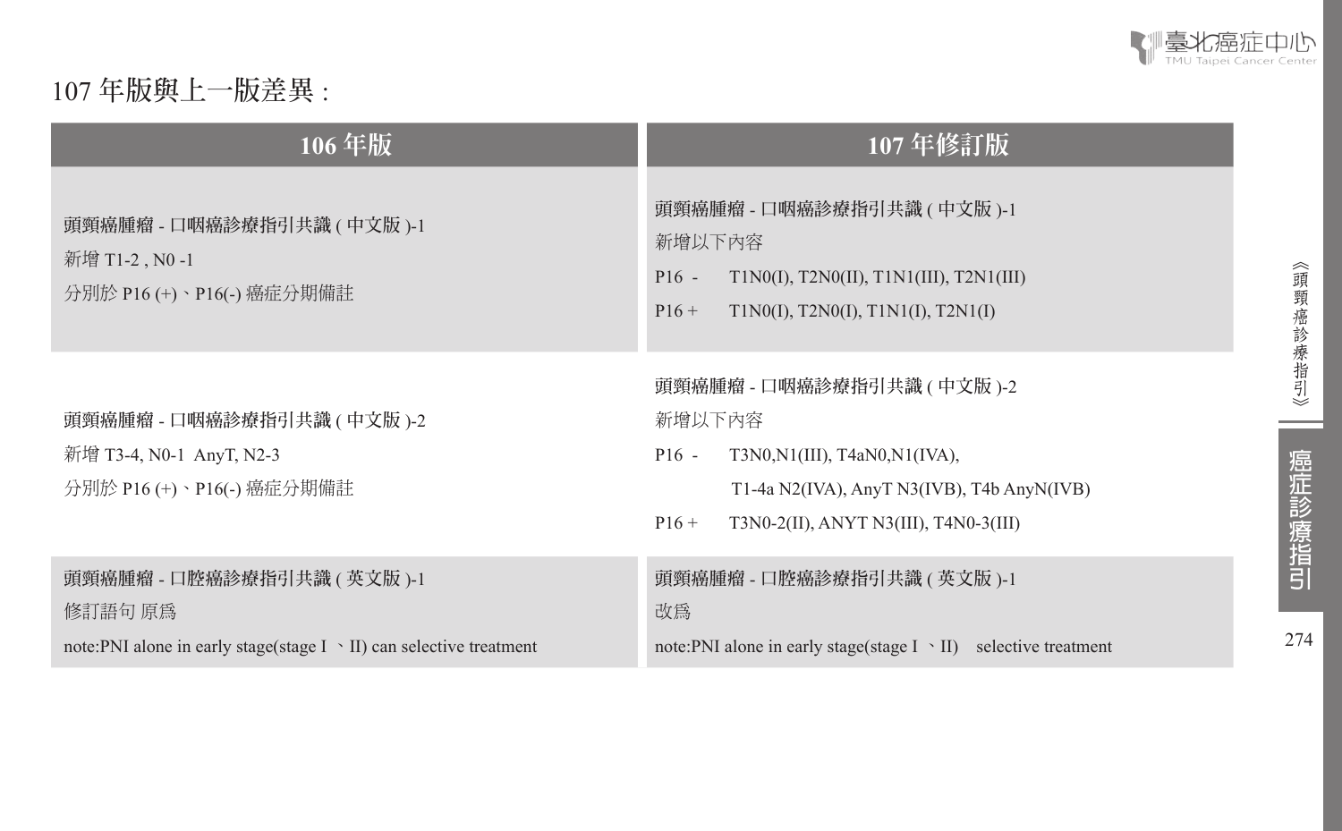# 107 年版與上一版差異 :

| 106 年版 | 107 年修訂版 |
| --- | --- |
| 頭頸癌腫瘤 - 口咽癌診療指引共識 ( 中文版 )-1<br>新增 T1-2 , N0 -1<br>分別於 P16 (+)、P16(-) 癌症分期備註 | 頭頸癌腫瘤 - 口咽癌診療指引共識 ( 中文版 )-1<br>新增以下內容<br>P16 - T1N0(I), T2N0(II), T1N1(III), T2N1(III)<br>P16 + T1N0(I), T2N0(I), T1N1(I), T2N1(I) |
| 頭頸癌腫瘤 - 口咽癌診療指引共識 ( 中文版 )-2<br>新增 T3-4, N0-1 AnyT, N2-3<br>分別於 P16 (+)、P16(-) 癌症分期備註 | 頭頸癌腫瘤 - 口咽癌診療指引共識 ( 中文版 )-2<br>新增以下內容<br>P16 - T3N0,N1(III), T4aN0,N1(IVA),<br>T1-4a N2(IVA), AnyT N3(IVB), T4b AnyN(IVB)<br>P16 + T3N0-2(II), ANYT N3(III), T4N0-3(III) |
| 頭頸癌腫瘤 - 口腔癌診療指引共識 ( 英文版 )-1<br>修訂語句 原為<br>note:PNI alone in early stage(stage I 、II) can selective treatment | 頭頸癌腫瘤 - 口腔癌診療指引共識 ( 英文版 )-1<br>改為<br>note:PNI alone in early stage(stage I 、II) selective treatment |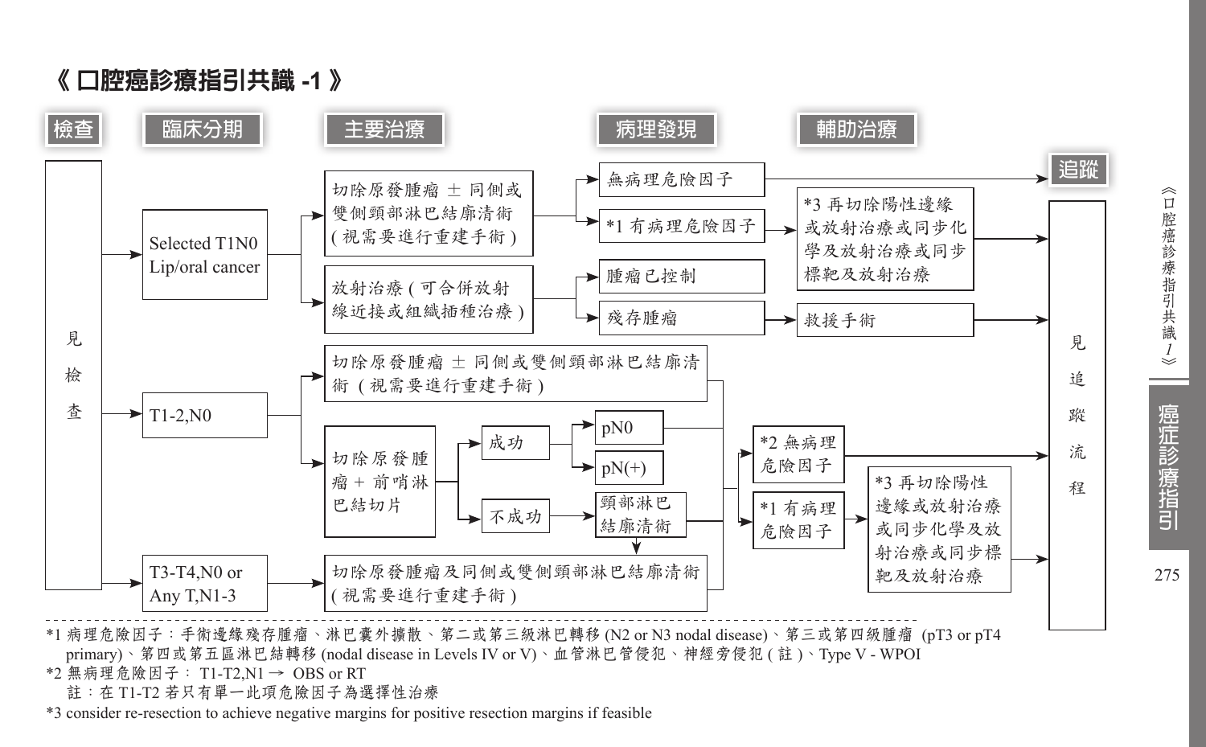# 《口腔癌診療指引共識 -1》

**檢查** → **臨床分期** → **主要治療** → **病理發現** → **輔助治療** → **追蹤**

**見檢查**

- **Selected T1N0 Lip/oral cancer**
  - 切除原發腫瘤 ± 同側或雙側頸部淋巴結廓清術 (視需要進行重建手術)
    - 無病理危險因子 → 追蹤
    - *1 有病理危險因子 → *3 再切除陽性邊緣或放射治療或同步化學及放射治療或同步標靶及放射治療 → 追蹤
  - 放射治療 (可合併放射線近接或組織插種治療)
    - 腫瘤已控制 → 追蹤
    - 殘存腫瘤 → 救援手術 → 追蹤
- **T1-2,N0**
  - 切除原發腫瘤 ± 同側或雙側頸部淋巴結廓清術 (視需要進行重建手術)
  - 切除原發腫瘤 + 前哨淋巴結切片
    - 成功
      - pN0
      - pN(+) → 頸部淋巴結廓清術
    - 不成功 → 頸部淋巴結廓清術
- **T3-T4,N0 or Any T,N1-3**
  - 切除原發腫瘤及同側或雙側頸部淋巴結廓清術 (視需要進行重建手術)

病理發現 → 輔助治療:
- *2 無病理危險因子 → 追蹤
- *1 有病理危險因子 → *3 再切除陽性邊緣或放射治療或同步化學及放射治療或同步標靶及放射治療 → 追蹤

**見追蹤流程**

---

*1 病理危險因子：手術邊緣殘存腫瘤、淋巴囊外擴散、第二或第三級淋巴轉移 (N2 or N3 nodal disease)、第三或第四級腫瘤 (pT3 or pT4 primary)、第四或第五區淋巴結轉移 (nodal disease in Levels IV or V)、血管淋巴管侵犯、神經旁侵犯 (註)、Type V - WPOI

*2 無病理危險因子： T1-T2,N1 → OBS or RT

註：在 T1-T2 若只有單一此項危險因子為選擇性治療

*3 consider re-resection to achieve negative margins for positive resection margins if feasible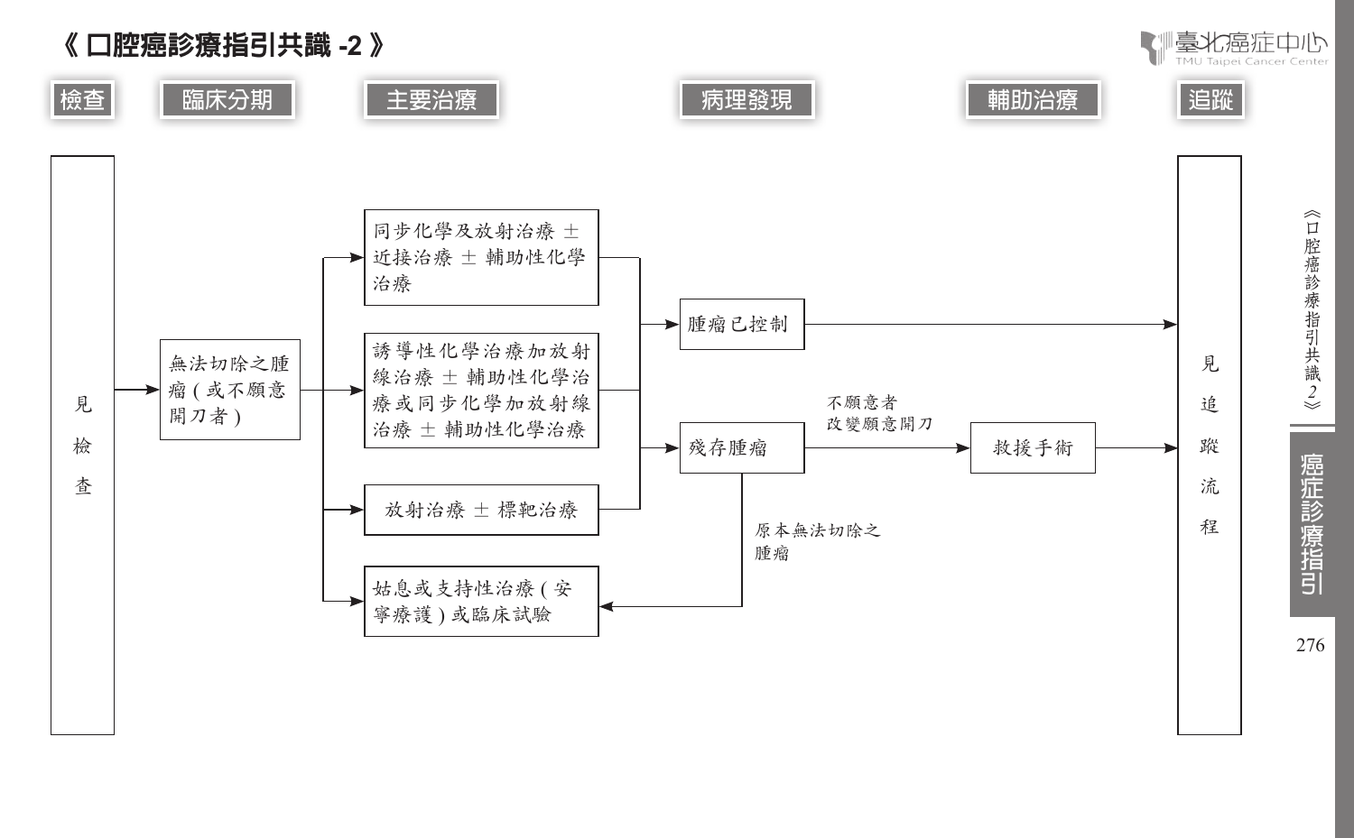# 《 口腔癌診療指引共識 -2 》

檢查 → 臨床分期 → 主要治療 → 病理發現 → 輔助治療 → 追蹤

- **見檢查** → 無法切除之腫瘤(或不願意開刀者)
  - → 同步化學及放射治療 ± 近接治療 ± 輔助性化學治療
  - → 誘導性化學治療加放射線治療 ± 輔助性化學治療或同步化學加放射線治療 ± 輔助性化學治療
  - → 放射治療 ± 標靶治療
  - → 姑息或支持性治療(安寧療護)或臨床試驗

上述前三項主要治療之病理發現：

- 腫瘤已控制 → 見追蹤流程
- 殘存腫瘤
  - 不願意者改變願意開刀 → 救援手術 → 見追蹤流程
  - 原本無法切除之腫瘤 → 姑息或支持性治療(安寧療護)或臨床試驗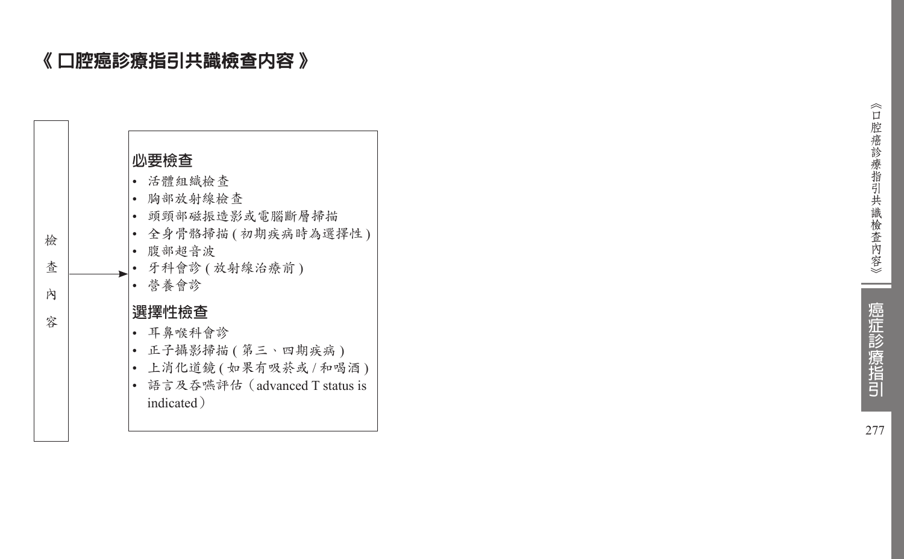# 《 口腔癌診療指引共識檢查內容 》

檢查內容 →

**必要檢查**

- 活體組織檢查
- 胸部放射線檢查
- 頭頸部磁振造影或電腦斷層掃描
- 全身骨骼掃描 ( 初期疾病時為選擇性 )
- 腹部超音波
- 牙科會診 ( 放射線治療前 )
- 營養會診

**選擇性檢查**

- 耳鼻喉科會診
- 正子攝影掃描 ( 第三、四期疾病 )
- 上消化道鏡 ( 如果有吸菸或 / 和喝酒 )
- 語言及吞嚥評估（advanced T status is indicated）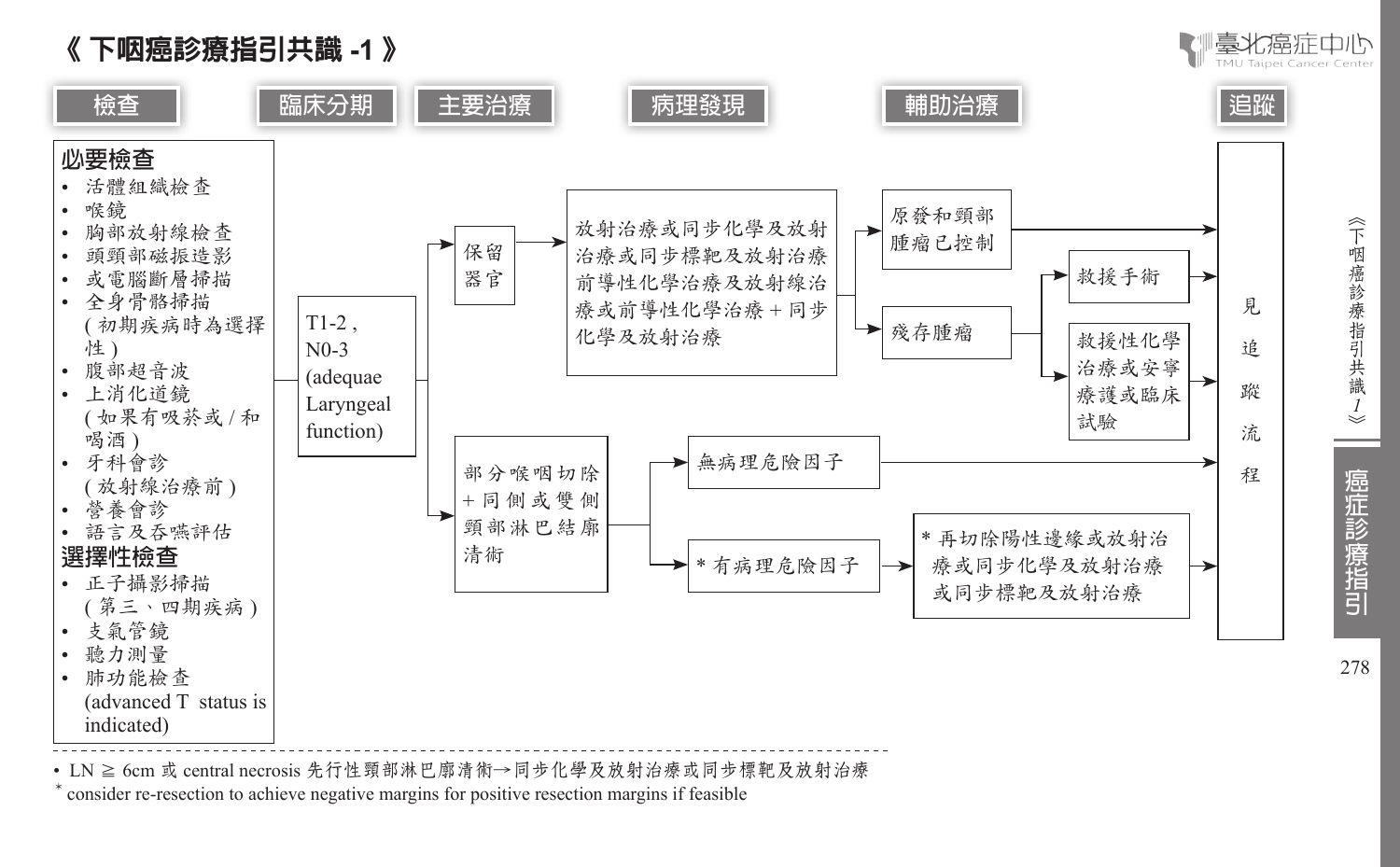# 《下咽癌診療指引共識 -1》

**檢查** → **臨床分期** → **主要治療** → **病理發現** → **輔助治療** → **追蹤**

## 檢查

**必要檢查**

- 活體組織檢查
- 喉鏡
- 胸部放射線檢查
- 頭頸部磁振造影
- 或電腦斷層掃描
- 全身骨骼掃描
  (初期疾病時為選擇性)
- 腹部超音波
- 上消化道鏡
  (如果有吸菸 / 和喝酒)
- 牙科會診
  (放射線治療前)
- 營養會診
- 語言及吞嚥評估

**選擇性檢查**

- 正子攝影掃描
  (第三、四期疾病)
- 支氣管鏡
- 聽力測量
- 肺功能檢查
  (advanced T status is indicated)

## 臨床分期

T1-2, N0-3 (adequae Laryngeal function)

## 主要治療、病理發現、輔助治療及追蹤

- **保留器官** → 放射治療或同步化學及放射治療或同步標靶及放射治療前導性化學治療及放射線治療或前導性化學治療 + 同步化學及放射治療
  - → 原發和頸部腫瘤已控制 → 見追蹤流程
  - → 殘存腫瘤
    - → 救援手術 → 見追蹤流程
    - → 救援性化學治療或安寧療護或臨床試驗 → 見追蹤流程
- **部分喉咽切除 + 同側或雙側頸部淋巴結廓清術**
  - → 無病理危險因子 → 見追蹤流程
  - → * 有病理危險因子 → * 再切除陽性邊緣或放射治療或同步化學及放射治療或同步標靶及放射治療 → 見追蹤流程

---

- LN ≧ 6cm 或 central necrosis 先行性頸部淋巴廓清術→同步化學及放射治療或同步標靶及放射治療

\* consider re-resection to achieve negative margins for positive resection margins if feasible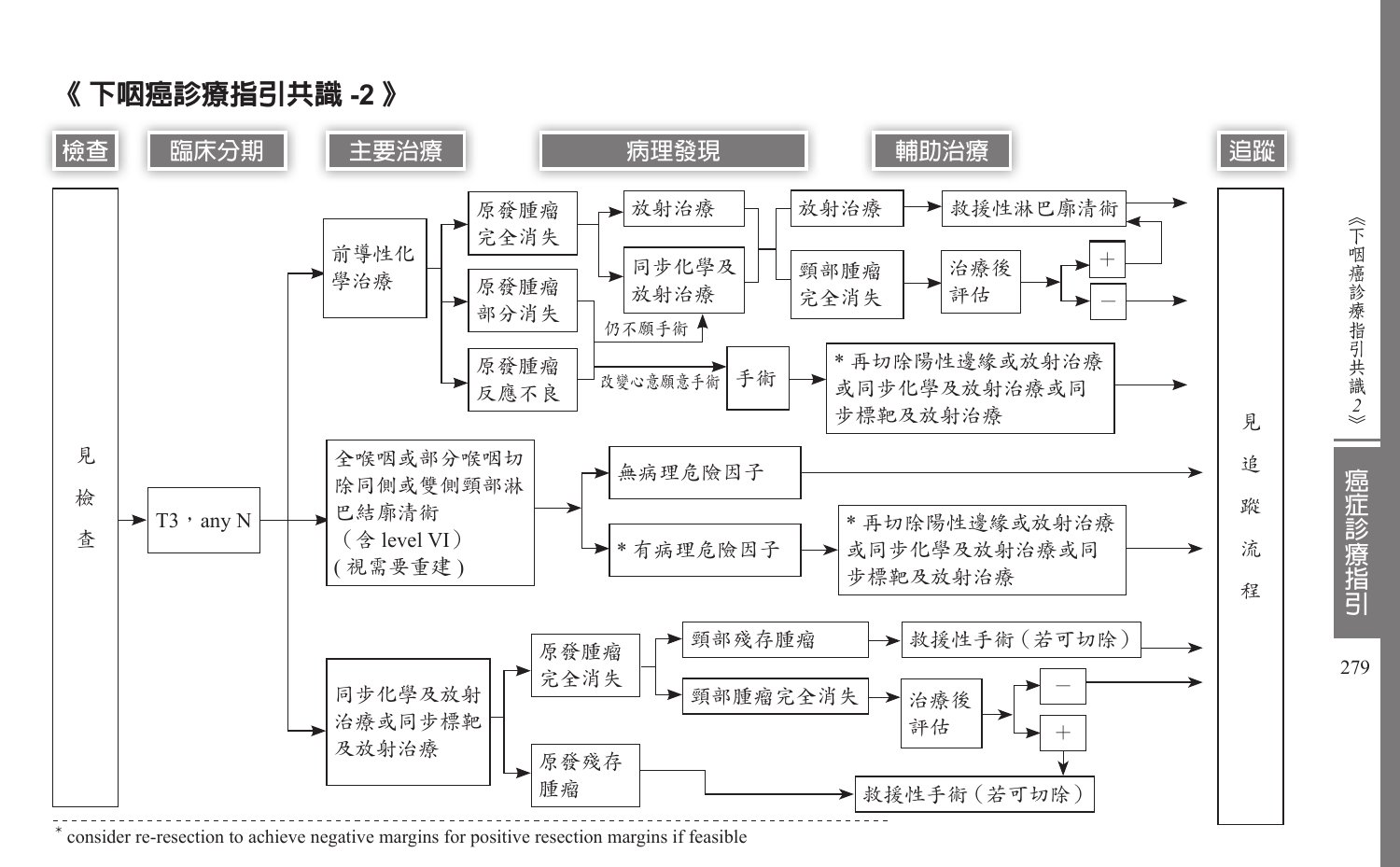# 《 下咽癌診療指引共識 -2 》

| 檢查 | 臨床分期 | 主要治療 | 病理發現 | 輔助治療 | 追蹤 |
|---|---|---|---|---|---|

**見檢查** → **T3，any N**

- **前導性化學治療**
  - 原發腫瘤完全消失 → 放射治療 / 同步化學及放射治療
  - 原發腫瘤部分消失 → 同步化學及放射治療（仍不願手術）；改變心意願意手術 → 手術
    - 放射治療 / 同步化學及放射治療 → 放射治療 → 救援性淋巴廓清術 → 見追蹤流程
    - 放射治療 / 同步化學及放射治療 → 頸部腫瘤完全消失 → 治療後評估
      - ＋ → 救援性淋巴廓清術 → 見追蹤流程
      - － → 見追蹤流程
  - 原發腫瘤反應不良 → 手術 → * 再切除陽性邊緣或放射治療或同步化學及放射治療或同步標靶及放射治療 → 見追蹤流程

- **全喉咽或部分喉咽切除同側或雙側頸部淋巴結廓清術（含 level VI）( 視需要重建 )**
  - 無病理危險因子 → 見追蹤流程
  - * 有病理危險因子 → * 再切除陽性邊緣或放射治療或同步化學及放射治療或同步標靶及放射治療 → 見追蹤流程

- **同步化學及放射治療或同步標靶及放射治療**
  - 原發腫瘤完全消失
    - 頸部殘存腫瘤 → 救援性手術（若可切除） → 見追蹤流程
    - 頸部腫瘤完全消失 → 治療後評估
      - － → 見追蹤流程
      - ＋ → 救援性手術（若可切除）
  - 原發殘存腫瘤 → 救援性手術（若可切除）

**見追蹤流程**

* consider re-resection to achieve negative margins for positive resection margins if feasible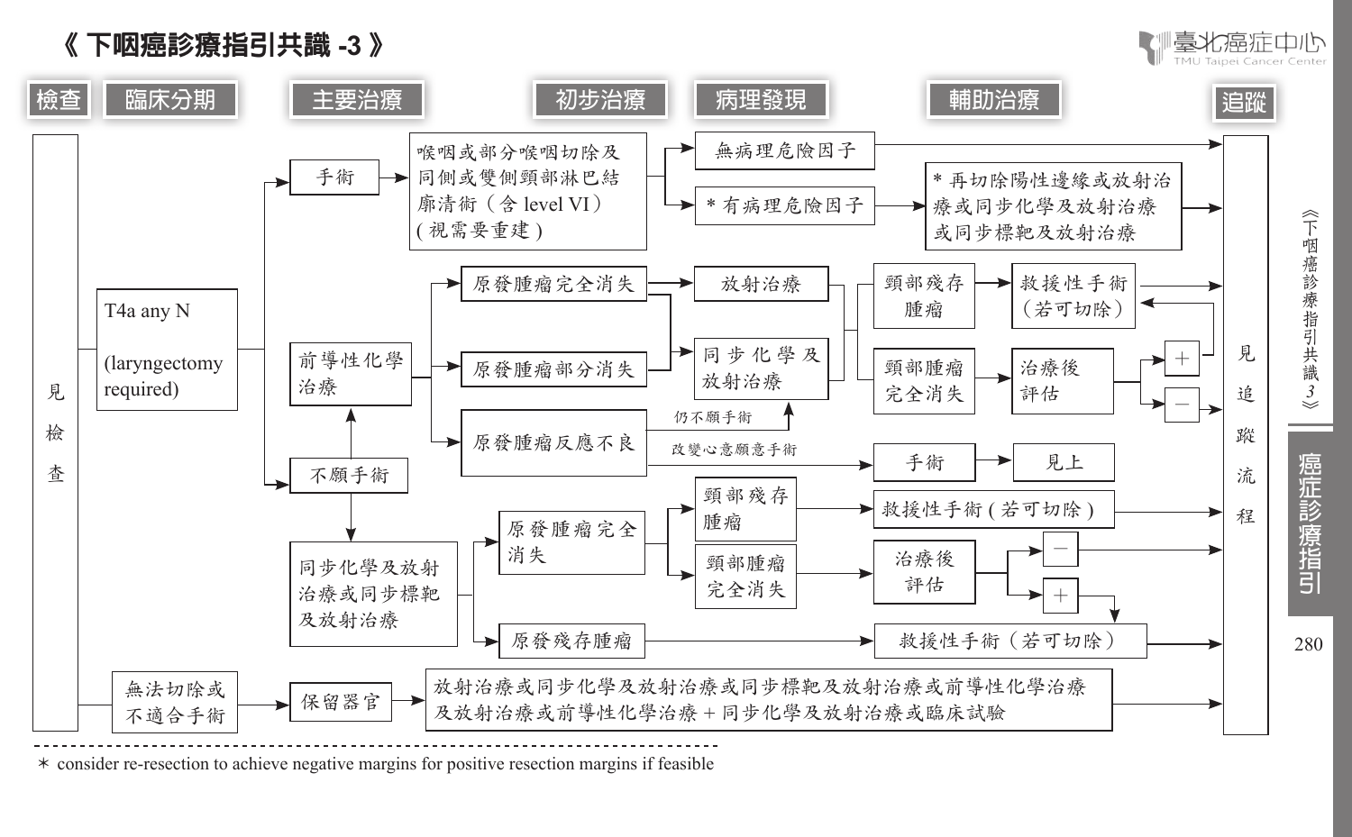# 《 下咽癌診療指引共識 -3 》

**檢查** | **臨床分期** | **主要治療** | **初步治療** | **病理發現** | **輔助治療** | **追蹤**

- 見檢查
  - T4a any N (laryngectomy required)
    - 手術 → 喉咽或部分喉咽切除及同側或雙側頸部淋巴結廓清術（含 level VI）( 視需要重建 )
      - 無病理危險因子 → 見追蹤流程
      - * 有病理危險因子 → * 再切除陽性邊緣或放射治療或同步化學及放射治療或同步標靶及放射治療 → 見追蹤流程
    - 前導性化學治療
      - 原發腫瘤完全消失 → 放射治療；或 → 同步化學及放射治療
        - 頸部殘存腫瘤 → 救援性手術（若可切除）→ 見追蹤流程
        - 頸部腫瘤完全消失 → 治療後評估
          - + → 救援性手術（若可切除）
          - − → 見追蹤流程
      - 原發腫瘤部分消失 → 同步化學及放射治療（後續同上）
      - 原發腫瘤反應不良
        - 仍不願手術 → 同步化學及放射治療
        - 改變心意願意手術 → 手術 → 見上
    - 不願手術
      - → 前導性化學治療
      - → 同步化學及放射治療或同步標靶及放射治療
        - 原發腫瘤完全消失
          - 頸部殘存腫瘤 → 救援性手術 ( 若可切除 ) → 見追蹤流程
          - 頸部腫瘤完全消失 → 治療後評估
            - − → 見追蹤流程
            - + → 救援性手術（若可切除）
        - 原發殘存腫瘤 → 救援性手術（若可切除）→ 見追蹤流程
  - 無法切除或不適合手術 → 保留器官 → 放射治療或同步化學及放射治療或同步標靶及放射治療或前導性化學治療及放射治療或前導性化學治療 + 同步化學及放射治療或臨床試驗 → 見追蹤流程

∗ consider re-resection to achieve negative margins for positive resection margins if feasible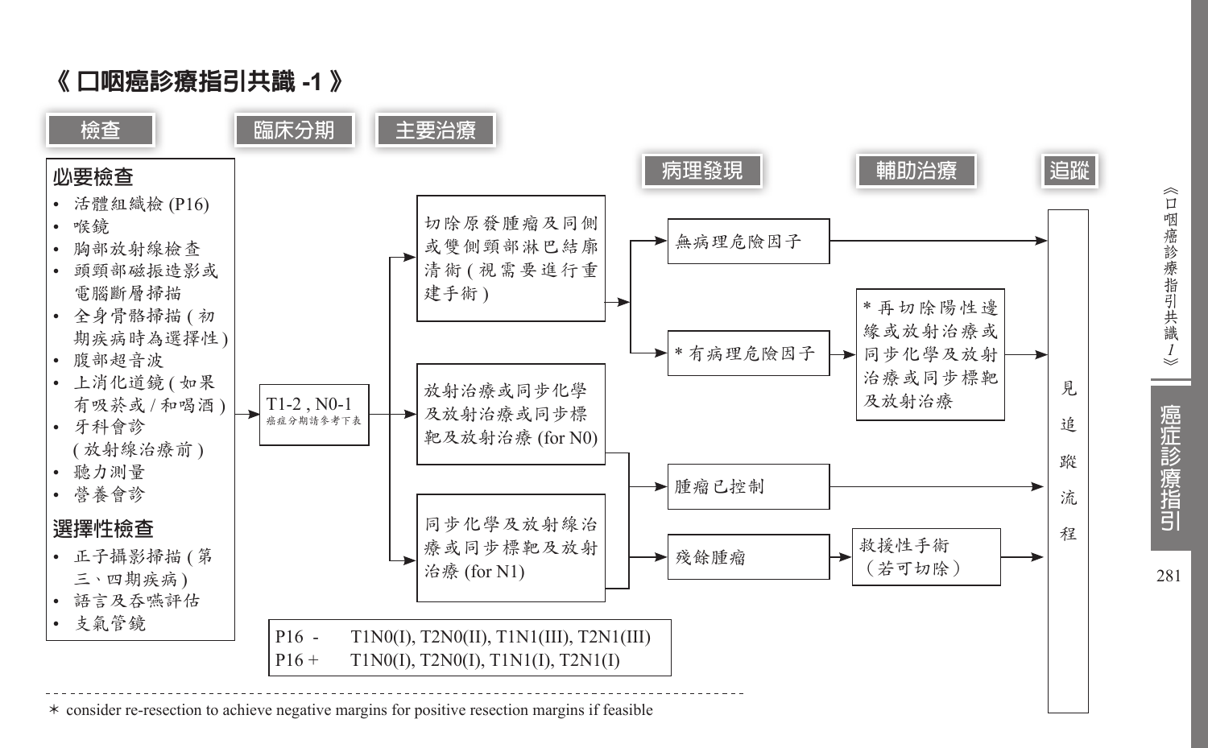# 《 口咽癌診療指引共識 -1 》

**檢查** → **臨床分期** → **主要治療** → **病理發現** → **輔助治療** → **追蹤**

### 必要檢查

- 活體組織檢 (P16)
- 喉鏡
- 胸部放射線檢查
- 頭頸部磁振造影或電腦斷層掃描
- 全身骨骼掃描 ( 初期疾病時為選擇性 )
- 腹部超音波
- 上消化道鏡 ( 如果有吸菸或 / 和喝酒 )
- 牙科會診 ( 放射治療前 )
- 聽力測量
- 營養會診

### 選擇性檢查

- 正子攝影掃描 ( 第三、四期疾病 )
- 語言及吞嚥評估
- 支氣管鏡

**臨床分期：** T1-2 , N0-1（癌症分期請參考下表）

**主要治療：**

- 切除原發腫瘤及同側或雙側頸部淋巴結廓清術 ( 視需要進行重建手術 )
  - 無病理危險因子 → 見追蹤流程
  - * 有病理危險因子 → * 再切除陽性邊緣或放射治療或同步化學及放射治療或同步標靶及放射治療 → 見追蹤流程
- 放射治療或同步化學及放射治療或同步標靶及放射治療 (for N0)
- 同步化學及放射線治療或同步標靶及放射治療 (for N1)
  - 腫瘤已控制 → 見追蹤流程
  - 殘餘腫瘤 → 救援性手術（若可切除） → 見追蹤流程

| | |
|---|---|
| P16 - | T1N0(I), T2N0(II), T1N1(III), T2N1(III) |
| P16 + | T1N0(I), T2N0(I), T1N1(I), T2N1(I) |

∗ consider re-resection to achieve negative margins for positive resection margins if feasible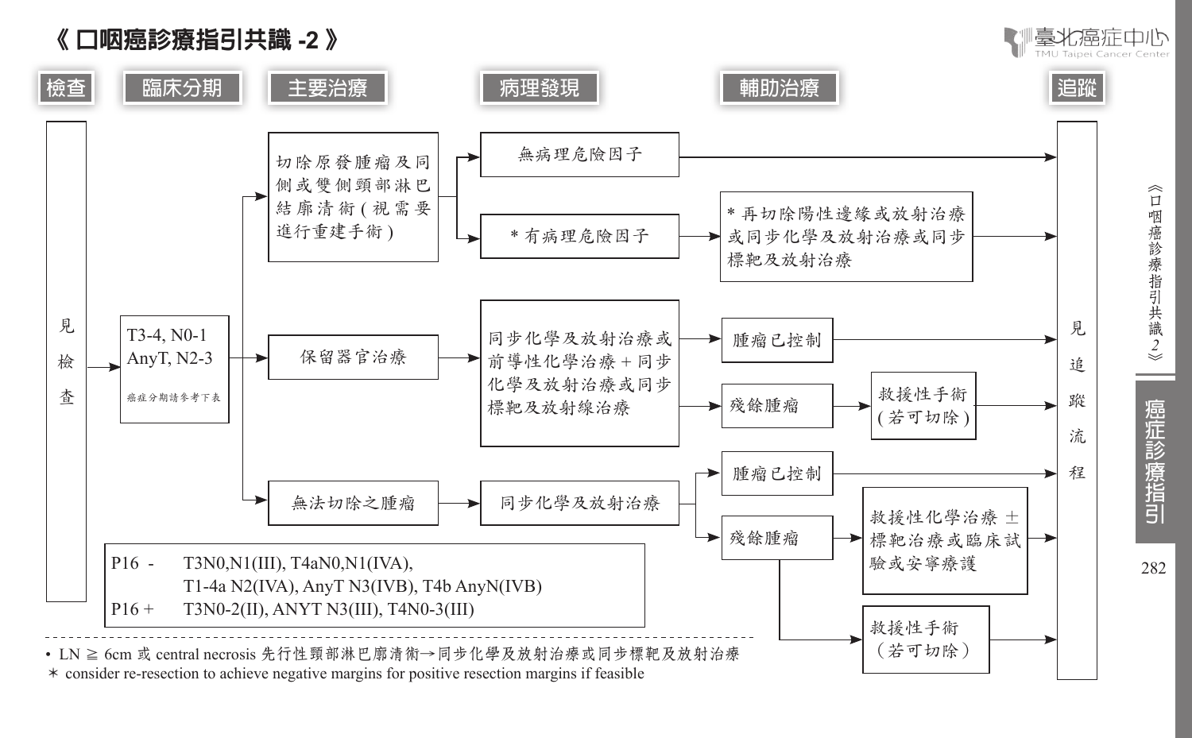# 《口咽癌診療指引共識 -2》

**檢查** | **臨床分期** | **主要治療** | **病理發現** | **輔助治療** | **追蹤**

見檢查 → T3-4, N0-1 / AnyT, N2-3（癌症分期請參考下表）

- → 切除原發腫瘤及同側或雙側頸部淋巴結廓清術（視需要進行重建手術）
  - → 無病理危險因子 → 見追蹤流程
  - → * 有病理危險因子 → * 再切除陽性邊緣或放射治療或同步化學及放射治療或同步標靶及放射治療 → 見追蹤流程
- → 保留器官治療 → 同步化學及放射治療或前導性化學治療 + 同步化學及放射治療或同步標靶及放射線治療
  - → 腫瘤已控制 → 見追蹤流程
  - → 殘餘腫瘤 → 救援性手術（若可切除）→ 見追蹤流程
- → 無法切除之腫瘤 → 同步化學及放射治療
  - → 腫瘤已控制 → 見追蹤流程
  - → 殘餘腫瘤
    - → 救援性化學治療 ± 標靶治療或臨床試驗或安寧療護 → 見追蹤流程
    - → 救援性手術（若可切除）→ 見追蹤流程

| | |
|---|---|
| P16 - | T3N0,N1(III), T4aN0,N1(IVA), T1-4a N2(IVA), AnyT N3(IVB), T4b AnyN(IVB) |
| P16 + | T3N0-2(II), ANYT N3(III), T4N0-3(III) |

- LN ≧ 6cm 或 central necrosis 先行性頸部淋巴廓清術→同步化學及放射治療或同步標靶及放射治療

∗ consider re-resection to achieve negative margins for positive resection margins if feasible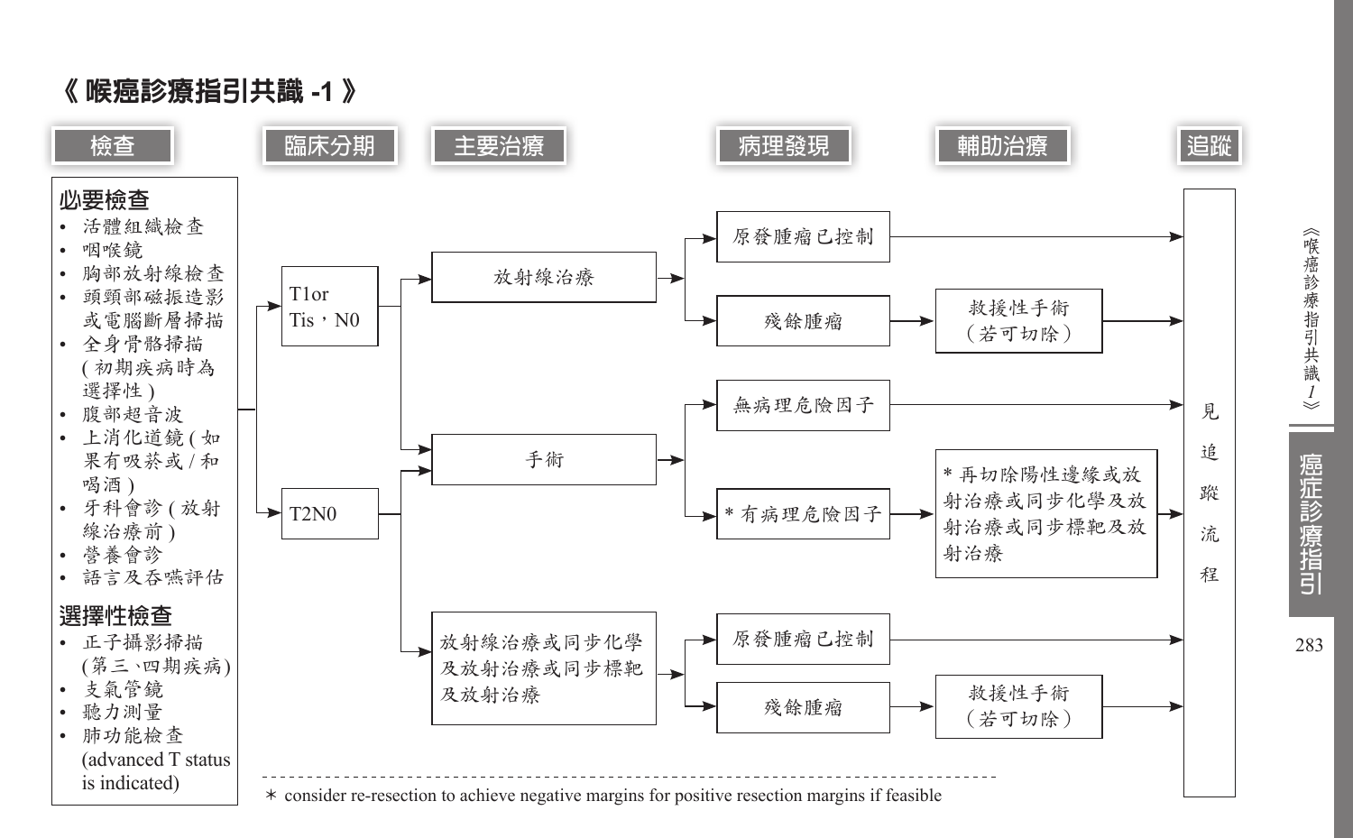# 《 喉癌診療指引共識 -1 》

| 檢查 | 臨床分期 | 主要治療 | 病理發現 | 輔助治療 | 追蹤 |
|---|---|---|---|---|---|

**必要檢查**

- 活體組織檢查
- 咽喉鏡
- 胸部放射線檢查
- 頭頸部磁振造影或電腦斷層掃描
- 全身骨骼掃描 ( 初期疾病時為選擇性 )
- 腹部超音波
- 上消化道鏡 ( 如果有吸菸或 / 和喝酒 )
- 牙科會診 ( 放射線治療前 )
- 營養會診
- 語言及吞嚥評估

**選擇性檢查**

- 正子攝影掃描 (第三、四期疾病)
- 支氣管鏡
- 聽力測量
- 肺功能檢查 (advanced T status is indicated)

**臨床分期 → 主要治療 → 病理發現 → 輔助治療 → 追蹤**

- T1or Tis，N0
  - → 放射線治療
    - → 原發腫瘤已控制 → 見追蹤流程
    - → 殘餘腫瘤 → 救援性手術（若可切除） → 見追蹤流程
  - → 手術
- T2N0
  - → 手術
    - → 無病理危險因子 → 見追蹤流程
    - → * 有病理危險因子 → * 再切除陽性邊緣或放射治療或同步化學及放射治療或同步標靶及放射治療 → 見追蹤流程
  - → 放射線治療或同步化學及放射治療或同步標靶及放射治療
    - → 原發腫瘤已控制 → 見追蹤流程
    - → 殘餘腫瘤 → 救援性手術（若可切除） → 見追蹤流程

∗ consider re-resection to achieve negative margins for positive resection margins if feasible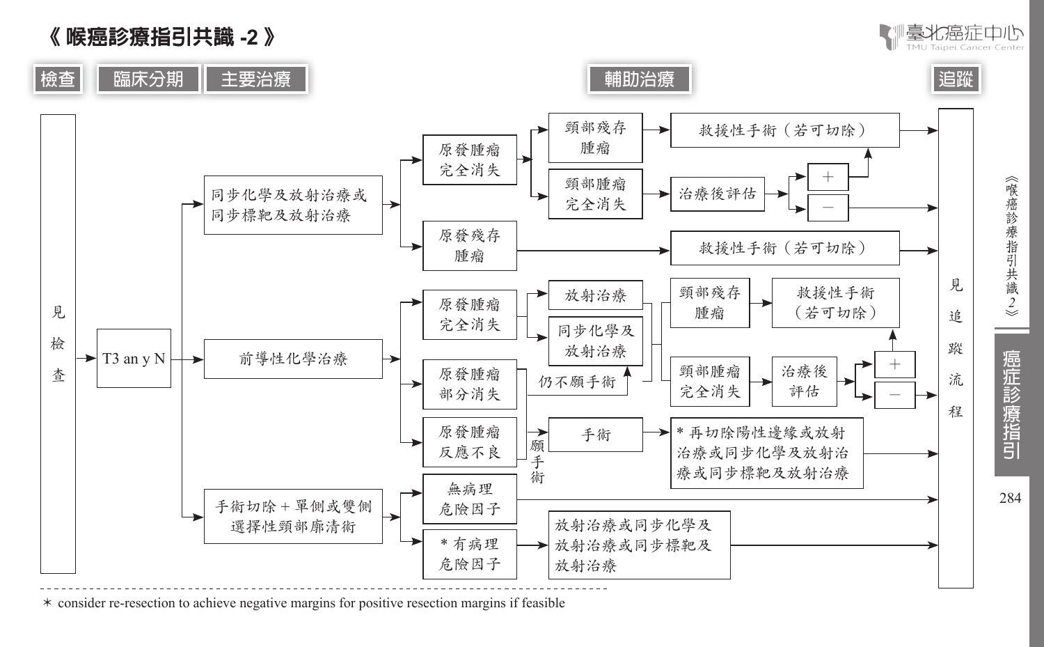# 《 喉癌診療指引共識 -2 》

**檢查** | **臨床分期** | **主要治療** | **輔助治療** | **追蹤**

- 見檢查 → T3 an y N
  - 同步化學及放射治療或同步標靶及放射治療
    - 原發腫瘤完全消失
      - 頸部殘存腫瘤 → 救援性手術（若可切除）→ 見追蹤流程
      - 頸部腫瘤完全消失 → 治療後評估
        - ＋ → 救援性手術（若可切除）
        - － → 見追蹤流程
    - 原發殘存腫瘤 → 救援性手術（若可切除）→ 見追蹤流程
  - 前導性化學治療
    - 原發腫瘤完全消失 → 放射治療 / 同步化學及放射治療
      - 頸部殘存腫瘤 → 救援性手術（若可切除）→ 見追蹤流程
      - 頸部腫瘤完全消失 → 治療後評估
        - ＋ → 救援性手術（若可切除）
        - － → 見追蹤流程
    - 原發腫瘤部分消失
      - 仍不願手術 → 同步化學及放射治療
      - 願手術 → 手術
    - 原發腫瘤反應不良 → 願手術 → 手術 → * 再切除陽性邊緣或放射治療或同步化學及放射治療或同步標靶及放射治療 → 見追蹤流程
  - 手術切除＋單側或雙側選擇性頸部廓清術
    - 無病理危險因子 → 見追蹤流程
    - * 有病理危險因子 → 放射治療或同步化學及放射治療或同步標靶及放射治療 → 見追蹤流程

---

∗ consider re-resection to achieve negative margins for positive resection margins if feasible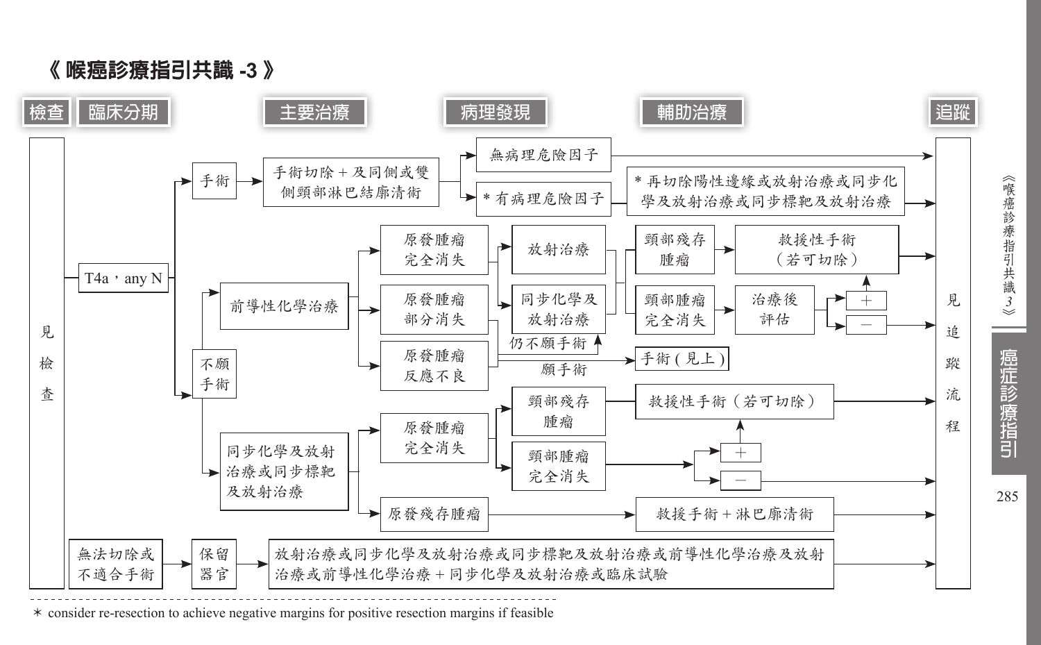## 《 喉癌診療指引共識 -3 》

檢查 | 臨床分期 | 主要治療 | 病理發現 | 輔助治療 | 追蹤

- 見檢查
  - T4a，any N
    - 手術 → 手術切除 + 及同側或雙側頸部淋巴結廓清術
      - 無病理危險因子 → 見追蹤流程
      - * 有病理危險因子 → * 再切除陽性邊緣或放射治療或同步化學及放射治療或同步標靶及放射治療 → 見追蹤流程
    - 不願手術
      - 前導性化學治療
        - 原發腫瘤完全消失 → 放射治療
        - 原發腫瘤部分消失 → 同步化學及放射治療
        - 原發腫瘤反應不良
          - 仍不願手術 → 同步化學及放射治療
          - 願手術 → 手術 ( 見上 )
        - 放射治療 / 同步化學及放射治療 →
          - 頸部殘存腫瘤 → 救援性手術（若可切除） → 見追蹤流程
          - 頸部腫瘤完全消失 → 治療後評估
            - ＋ → 救援性手術（若可切除）
            - － → 見追蹤流程
      - 同步化學及放射治療或同步標靶及放射治療
        - 原發腫瘤完全消失
          - 頸部殘存腫瘤 → 救援性手術（若可切除） → 見追蹤流程
          - 頸部腫瘤完全消失
            - ＋ → 救援性手術（若可切除）
            - － → 見追蹤流程
        - 原發殘存腫瘤 → 救援手術 + 淋巴廓清術 → 見追蹤流程
  - 無法切除或不適合手術 → 保留器官 → 放射治療或同步化學及放射治療或同步標靶及放射治療或前導性化學治療及放射治療或前導性化學治療 + 同步化學及放射治療或臨床試驗 → 見追蹤流程

* consider re-resection to achieve negative margins for positive resection margins if feasible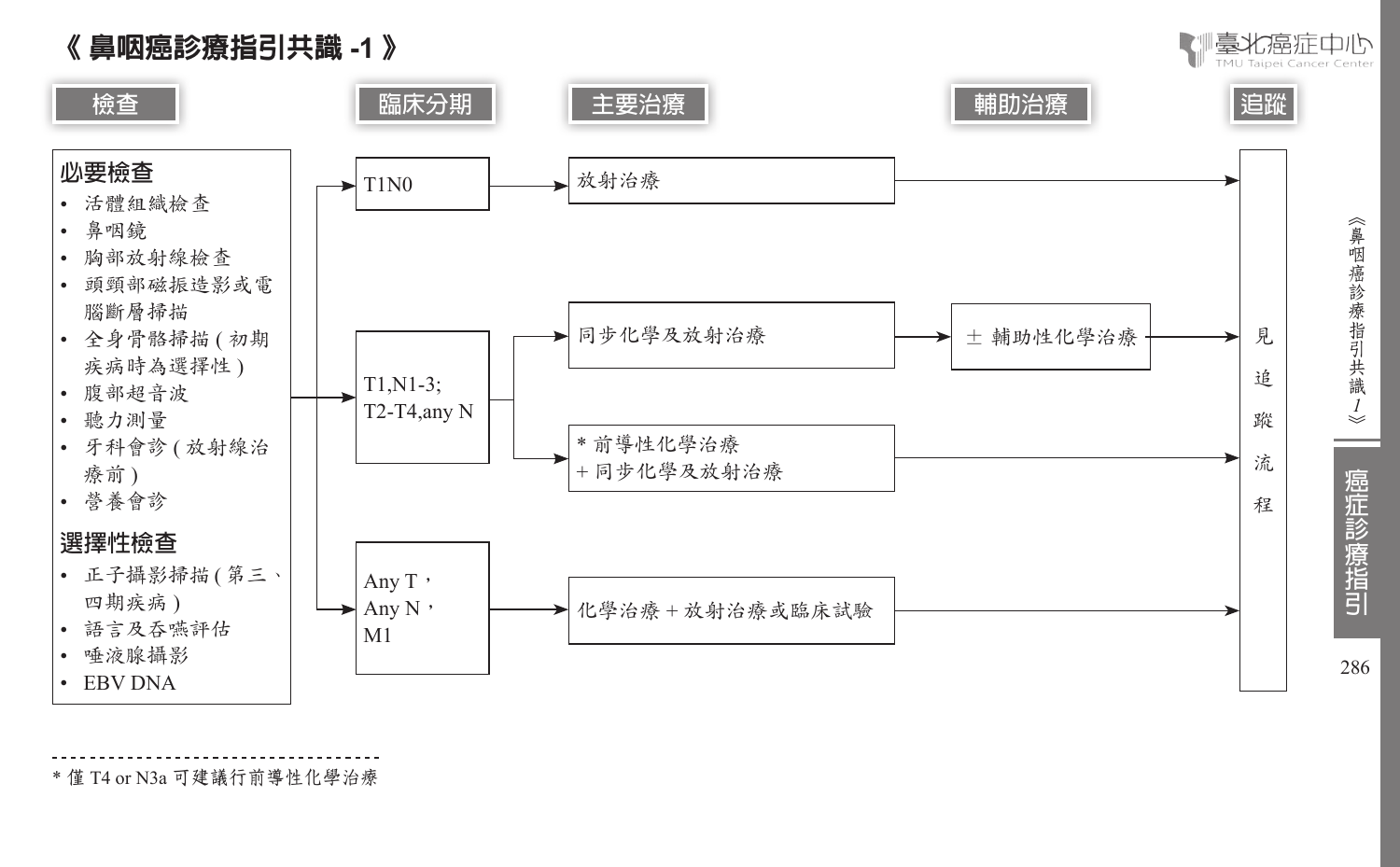# 《 鼻咽癌診療指引共識 -1 》

| 檢查 | 臨床分期 | 主要治療 | 輔助治療 | 追蹤 |
|---|---|---|---|---|
| | T1N0 | 放射治療 | | 見追蹤流程 |
| | T1,N1-3; T2-T4,any N | 同步化學及放射治療 | ± 輔助性化學治療 | 見追蹤流程 |
| | T1,N1-3; T2-T4,any N | * 前導性化學治療 + 同步化學及放射治療 | | 見追蹤流程 |
| | Any T，Any N，M1 | 化學治療 + 放射治療或臨床試驗 | | 見追蹤流程 |

**必要檢查**

- 活體組織檢查
- 鼻咽鏡
- 胸部放射線檢查
- 頭頸部磁振造影或電腦斷層掃描
- 全身骨骼掃描 ( 初期疾病時為選擇性 )
- 腹部超音波
- 聽力測量
- 牙科會診 ( 放射線治療前 )
- 營養會診

**選擇性檢查**

- 正子攝影掃描 ( 第三、四期疾病 )
- 語言及吞嚥評估
- 唾液腺攝影
- EBV DNA

\* 僅 T4 or N3a 可建議行前導性化學治療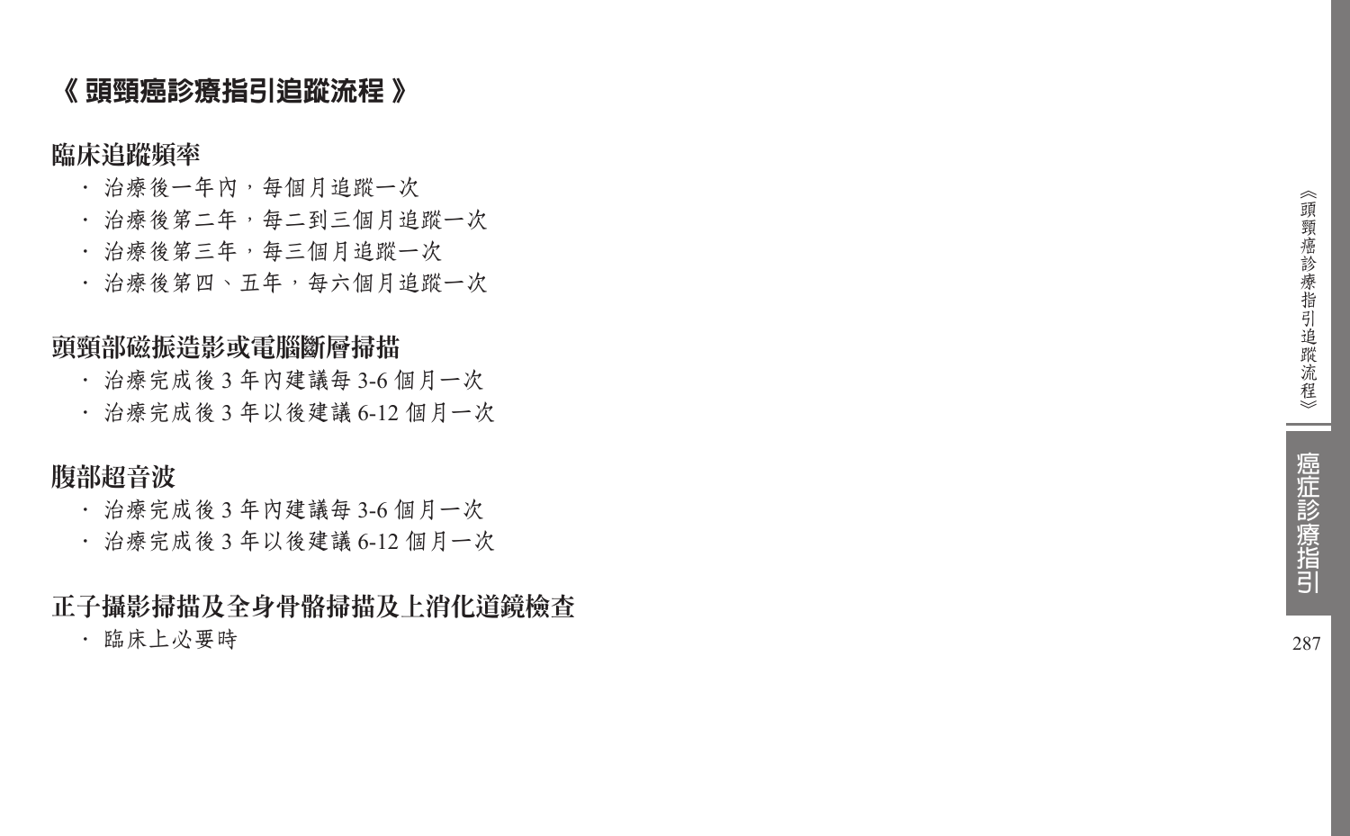# 《 頭頸癌診療指引追蹤流程 》

## 臨床追蹤頻率

- 治療後一年內，每個月追蹤一次
- 治療後第二年，每二到三個月追蹤一次
- 治療後第三年，每三個月追蹤一次
- 治療後第四、五年，每六個月追蹤一次

## 頭頸部磁振造影或電腦斷層掃描

- 治療完成後 3 年內建議每 3-6 個月一次
- 治療完成後 3 年以後建議 6-12 個月一次

## 腹部超音波

- 治療完成後 3 年內建議每 3-6 個月一次
- 治療完成後 3 年以後建議 6-12 個月一次

## 正子攝影掃描及全身骨骼掃描及上消化道鏡檢查

- 臨床上必要時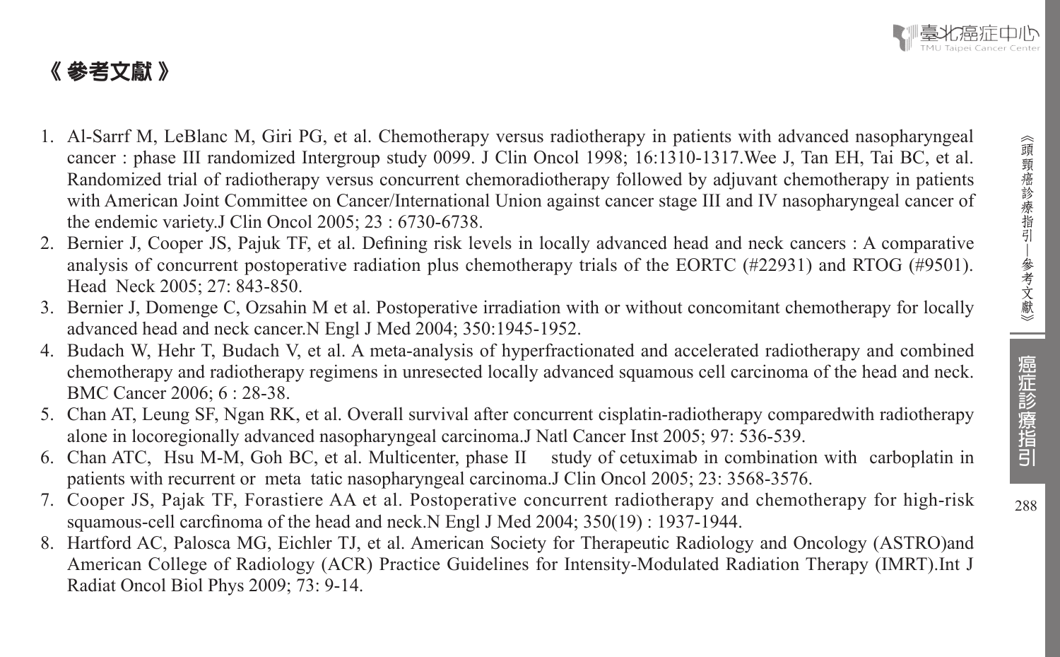# 《 參考文獻 》

1. Al-Sarrf M, LeBlanc M, Giri PG, et al. Chemotherapy versus radiotherapy in patients with advanced nasopharyngeal cancer : phase III randomized Intergroup study 0099. J Clin Oncol 1998; 16:1310-1317.Wee J, Tan EH, Tai BC, et al. Randomized trial of radiotherapy versus concurrent chemoradiotherapy followed by adjuvant chemotherapy in patients with American Joint Committee on Cancer/International Union against cancer stage III and IV nasopharyngeal cancer of the endemic variety.J Clin Oncol 2005; 23 : 6730-6738.
2. Bernier J, Cooper JS, Pajuk TF, et al. Defining risk levels in locally advanced head and neck cancers : A comparative analysis of concurrent postoperative radiation plus chemotherapy trials of the EORTC (#22931) and RTOG (#9501). Head Neck 2005; 27: 843-850.
3. Bernier J, Domenge C, Ozsahin M et al. Postoperative irradiation with or without concomitant chemotherapy for locally advanced head and neck cancer.N Engl J Med 2004; 350:1945-1952.
4. Budach W, Hehr T, Budach V, et al. A meta-analysis of hyperfractionated and accelerated radiotherapy and combined chemotherapy and radiotherapy regimens in unresected locally advanced squamous cell carcinoma of the head and neck. BMC Cancer 2006; 6 : 28-38.
5. Chan AT, Leung SF, Ngan RK, et al. Overall survival after concurrent cisplatin-radiotherapy comparedwith radiotherapy alone in locoregionally advanced nasopharyngeal carcinoma.J Natl Cancer Inst 2005; 97: 536-539.
6. Chan ATC, Hsu M-M, Goh BC, et al. Multicenter, phase II study of cetuximab in combination with carboplatin in patients with recurrent or meta tatic nasopharyngeal carcinoma.J Clin Oncol 2005; 23: 3568-3576.
7. Cooper JS, Pajak TF, Forastiere AA et al. Postoperative concurrent radiotherapy and chemotherapy for high-risk squamous-cell carcfinoma of the head and neck.N Engl J Med 2004; 350(19) : 1937-1944.
8. Hartford AC, Palosca MG, Eichler TJ, et al. American Society for Therapeutic Radiology and Oncology (ASTRO)and American College of Radiology (ACR) Practice Guidelines for Intensity-Modulated Radiation Therapy (IMRT).Int J Radiat Oncol Biol Phys 2009; 73: 9-14.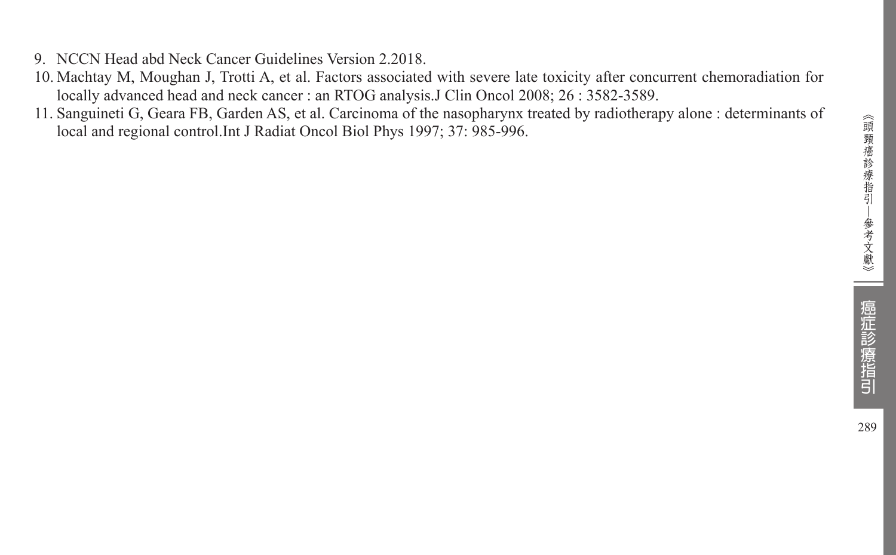9. NCCN Head abd Neck Cancer Guidelines Version 2.2018.
10. Machtay M, Moughan J, Trotti A, et al. Factors associated with severe late toxicity after concurrent chemoradiation for locally advanced head and neck cancer : an RTOG analysis.J Clin Oncol 2008; 26 : 3582-3589.
11. Sanguineti G, Geara FB, Garden AS, et al. Carcinoma of the nasopharynx treated by radiotherapy alone : determinants of local and regional control.Int J Radiat Oncol Biol Phys 1997; 37: 985-996.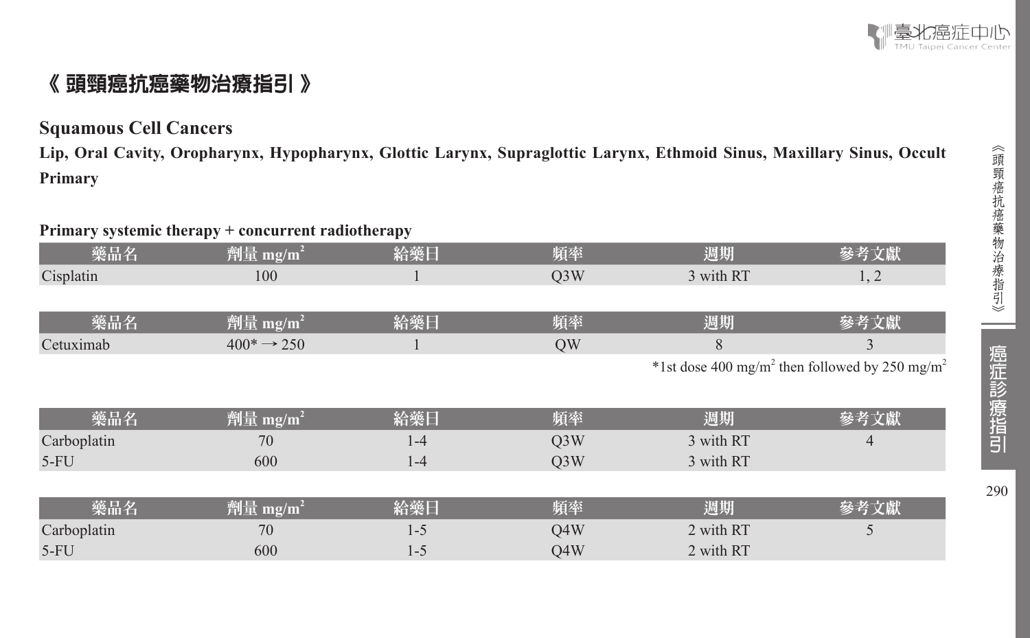# 《 頭頸癌抗癌藥物治療指引 》

## Squamous Cell Cancers

**Lip, Oral Cavity, Oropharynx, Hypopharynx, Glottic Larynx, Supraglottic Larynx, Ethmoid Sinus, Maxillary Sinus, Occult Primary**

**Primary systemic therapy + concurrent radiotherapy**

| 藥品名 | 劑量 $mg/m^2$ | 給藥日 | 頻率 | 週期 | 參考文獻 |
|---|---|---|---|---|---|
| Cisplatin | 100 | 1 | Q3W | 3 with RT | 1, 2 |

| 藥品名 | 劑量 $mg/m^2$ | 給藥日 | 頻率 | 週期 | 參考文獻 |
|---|---|---|---|---|---|
| Cetuximab | 400* → 250 | 1 | QW | 8 | 3 |

*1st dose 400 $mg/m^2$ then followed by 250 $mg/m^2$

| 藥品名 | 劑量 $mg/m^2$ | 給藥日 | 頻率 | 週期 | 參考文獻 |
|---|---|---|---|---|---|
| Carboplatin | 70 | 1-4 | Q3W | 3 with RT | 4 |
| 5-FU | 600 | 1-4 | Q3W | 3 with RT | |

| 藥品名 | 劑量 $mg/m^2$ | 給藥日 | 頻率 | 週期 | 參考文獻 |
|---|---|---|---|---|---|
| Carboplatin | 70 | 1-5 | Q4W | 2 with RT | 5 |
| 5-FU | 600 | 1-5 | Q4W | 2 with RT | |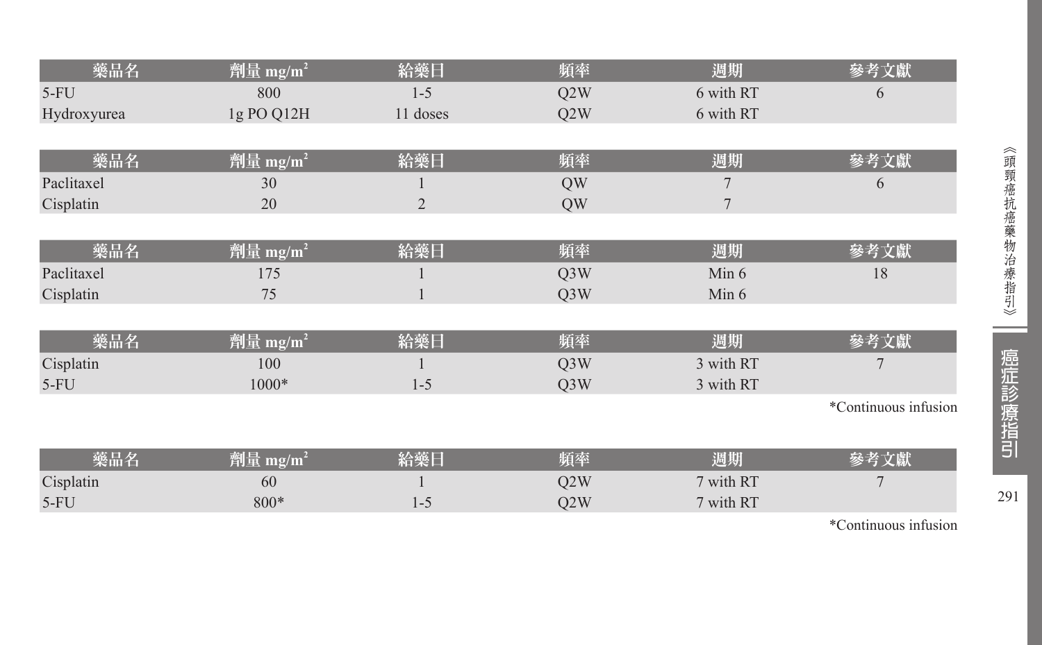| 藥品名 | 劑量 mg/m$^2$ | 給藥日 | 頻率 | 週期 | 參考文獻 |
|---|---|---|---|---|---|
| 5-FU | 800 | 1-5 | Q2W | 6 with RT | 6 |
| Hydroxyurea | 1g PO Q12H | 11 doses | Q2W | 6 with RT | |

| 藥品名 | 劑量 mg/m$^2$ | 給藥日 | 頻率 | 週期 | 參考文獻 |
|---|---|---|---|---|---|
| Paclitaxel | 30 | 1 | QW | 7 | 6 |
| Cisplatin | 20 | 2 | QW | 7 | |

| 藥品名 | 劑量 mg/m$^2$ | 給藥日 | 頻率 | 週期 | 參考文獻 |
|---|---|---|---|---|---|
| Paclitaxel | 175 | 1 | Q3W | Min 6 | 18 |
| Cisplatin | 75 | 1 | Q3W | Min 6 | |

| 藥品名 | 劑量 mg/m$^2$ | 給藥日 | 頻率 | 週期 | 參考文獻 |
|---|---|---|---|---|---|
| Cisplatin | 100 | 1 | Q3W | 3 with RT | 7 |
| 5-FU | 1000* | 1-5 | Q3W | 3 with RT | |

*Continuous infusion

| 藥品名 | 劑量 mg/m$^2$ | 給藥日 | 頻率 | 週期 | 參考文獻 |
|---|---|---|---|---|---|
| Cisplatin | 60 | 1 | Q2W | 7 with RT | 7 |
| 5-FU | 800* | 1-5 | Q2W | 7 with RT | |

*Continuous infusion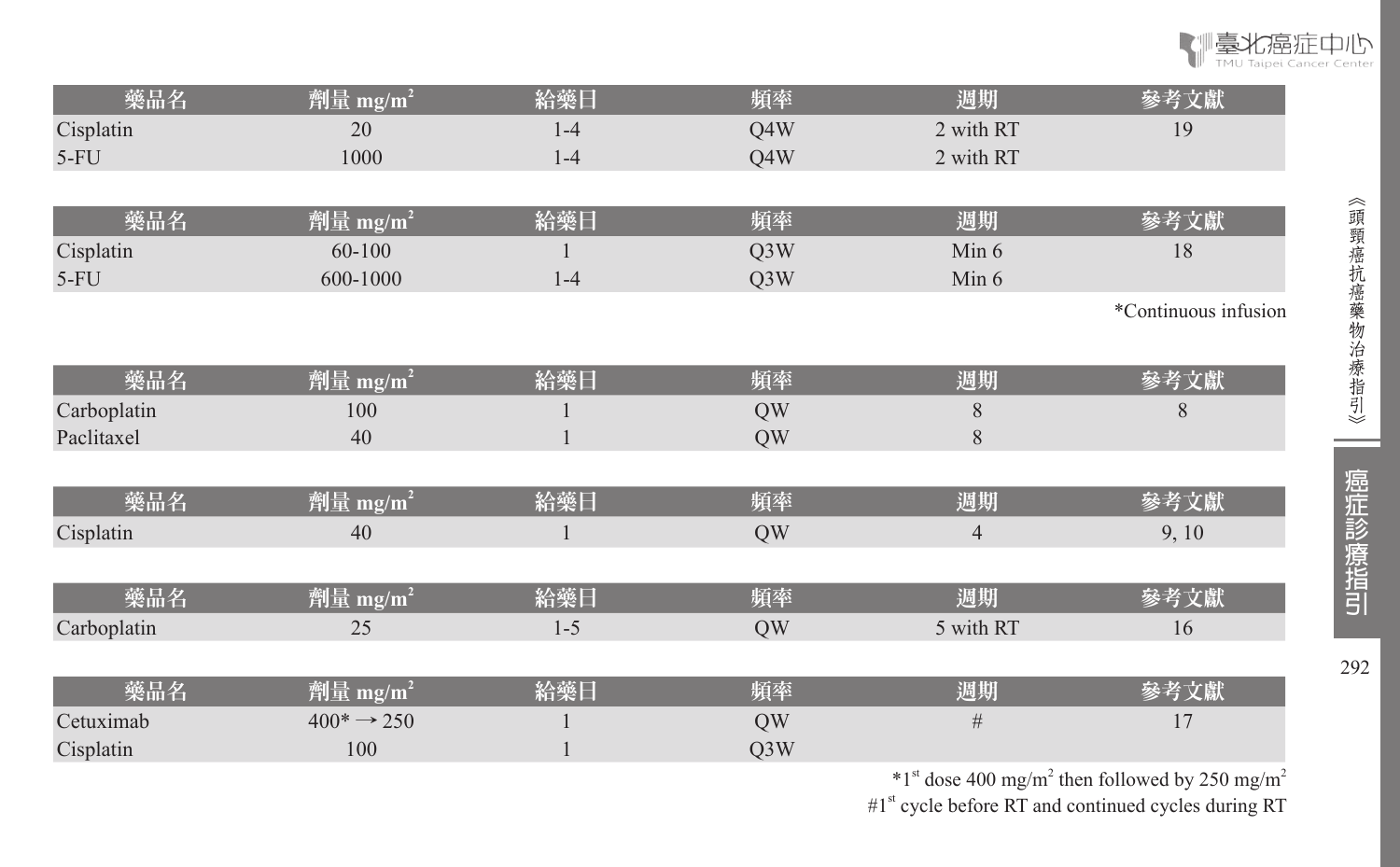| 藥品名 | 劑量 $mg/m^2$ | 給藥日 | 頻率 | 週期 | 參考文獻 |
|---|---|---|---|---|---|
| Cisplatin | 20 | 1-4 | Q4W | 2 with RT | 19 |
| 5-FU | 1000 | 1-4 | Q4W | 2 with RT | |

| 藥品名 | 劑量 $mg/m^2$ | 給藥日 | 頻率 | 週期 | 參考文獻 |
|---|---|---|---|---|---|
| Cisplatin | 60-100 | 1 | Q3W | Min 6 | 18 |
| 5-FU | 600-1000 | 1-4 | Q3W | Min 6 | |

*Continuous infusion

| 藥品名 | 劑量 $mg/m^2$ | 給藥日 | 頻率 | 週期 | 參考文獻 |
|---|---|---|---|---|---|
| Carboplatin | 100 | 1 | QW | 8 | 8 |
| Paclitaxel | 40 | 1 | QW | 8 | |

| 藥品名 | 劑量 $mg/m^2$ | 給藥日 | 頻率 | 週期 | 參考文獻 |
|---|---|---|---|---|---|
| Cisplatin | 40 | 1 | QW | 4 | 9, 10 |

| 藥品名 | 劑量 $mg/m^2$ | 給藥日 | 頻率 | 週期 | 參考文獻 |
|---|---|---|---|---|---|
| Carboplatin | 25 | 1-5 | QW | 5 with RT | 16 |

| 藥品名 | 劑量 $mg/m^2$ | 給藥日 | 頻率 | 週期 | 參考文獻 |
|---|---|---|---|---|---|
| Cetuximab | 400* → 250 | 1 | QW | # | 17 |
| Cisplatin | 100 | 1 | Q3W | | |

*1st dose 400 $mg/m^2$ then followed by 250 $mg/m^2$

#1st cycle before RT and continued cycles during RT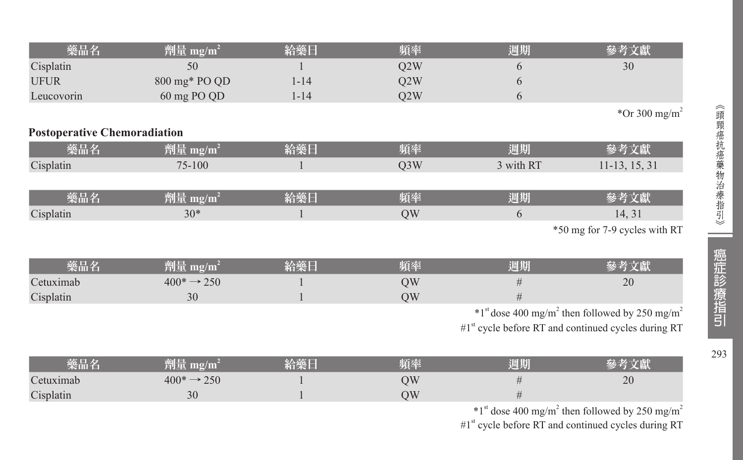| 藥品名 | 劑量 mg/m$^2$ | 給藥日 | 頻率 | 週期 | 參考文獻 |
|---|---|---|---|---|---|
| Cisplatin | 50 | 1 | Q2W | 6 | 30 |
| UFUR | 800 mg* PO QD | 1-14 | Q2W | 6 | |
| Leucovorin | 60 mg PO QD | 1-14 | Q2W | 6 | |

*Or 300 mg/m$^2$

**Postoperative Chemoradiation**

| 藥品名 | 劑量 mg/m$^2$ | 給藥日 | 頻率 | 週期 | 參考文獻 |
|---|---|---|---|---|---|
| Cisplatin | 75-100 | 1 | Q3W | 3 with RT | 11-13, 15, 31 |

| 藥品名 | 劑量 mg/m$^2$ | 給藥日 | 頻率 | 週期 | 參考文獻 |
|---|---|---|---|---|---|
| Cisplatin | 30* | 1 | QW | 6 | 14, 31 |

*50 mg for 7-9 cycles with RT

| 藥品名 | 劑量 mg/m$^2$ | 給藥日 | 頻率 | 週期 | 參考文獻 |
|---|---|---|---|---|---|
| Cetuximab | 400* → 250 | 1 | QW | # | 20 |
| Cisplatin | 30 | 1 | QW | # | |

*1$^{st}$ dose 400 mg/m$^2$ then followed by 250 mg/m$^2$

#1$^{st}$ cycle before RT and continued cycles during RT

| 藥品名 | 劑量 mg/m$^2$ | 給藥日 | 頻率 | 週期 | 參考文獻 |
|---|---|---|---|---|---|
| Cetuximab | 400* → 250 | 1 | QW | # | 20 |
| Cisplatin | 30 | 1 | QW | # | |

*1$^{st}$ dose 400 mg/m$^2$ then followed by 250 mg/m$^2$

#1$^{st}$ cycle before RT and continued cycles during RT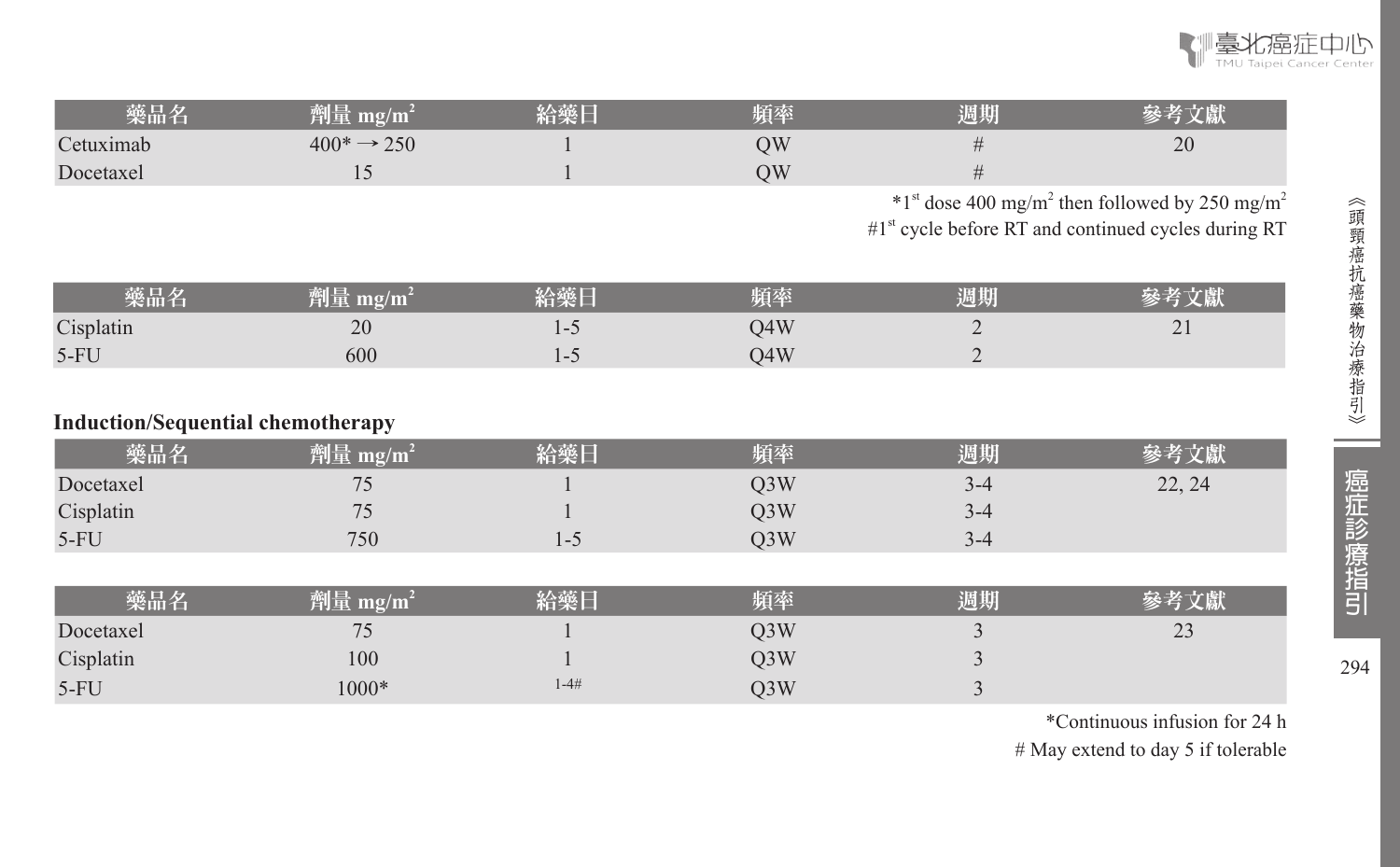| 藥品名 | 劑量 mg/m² | 給藥日 | 頻率 | 週期 | 參考文獻 |
|---|---|---|---|---|---|
| Cetuximab | 400* → 250 | 1 | QW | # | 20 |
| Docetaxel | 15 | 1 | QW | # | |

*1st dose 400 mg/m² then followed by 250 mg/m²

#1st cycle before RT and continued cycles during RT

| 藥品名 | 劑量 mg/m² | 給藥日 | 頻率 | 週期 | 參考文獻 |
|---|---|---|---|---|---|
| Cisplatin | 20 | 1-5 | Q4W | 2 | 21 |
| 5-FU | 600 | 1-5 | Q4W | 2 | |

**Induction/Sequential chemotherapy**

| 藥品名 | 劑量 mg/m² | 給藥日 | 頻率 | 週期 | 參考文獻 |
|---|---|---|---|---|---|
| Docetaxel | 75 | 1 | Q3W | 3-4 | 22, 24 |
| Cisplatin | 75 | 1 | Q3W | 3-4 | |
| 5-FU | 750 | 1-5 | Q3W | 3-4 | |

| 藥品名 | 劑量 mg/m² | 給藥日 | 頻率 | 週期 | 參考文獻 |
|---|---|---|---|---|---|
| Docetaxel | 75 | 1 | Q3W | 3 | 23 |
| Cisplatin | 100 | 1 | Q3W | 3 | |
| 5-FU | 1000* | 1-4# | Q3W | 3 | |

*Continuous infusion for 24 h

# May extend to day 5 if tolerable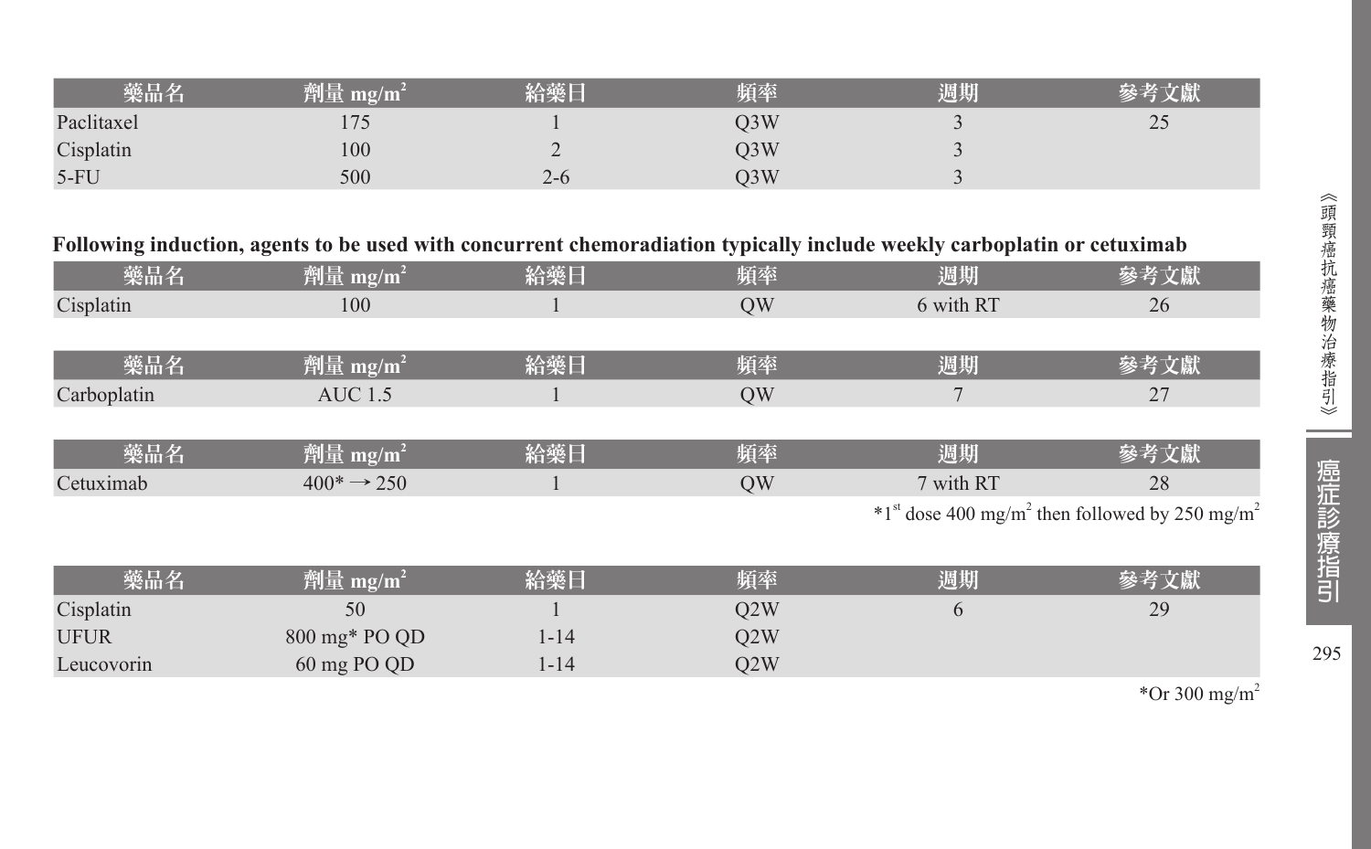| 藥品名 | 劑量 mg/m$^2$ | 給藥日 | 頻率 | 週期 | 參考文獻 |
| --- | --- | --- | --- | --- | --- |
| Paclitaxel | 175 | 1 | Q3W | 3 | 25 |
| Cisplatin | 100 | 2 | Q3W | 3 | |
| 5-FU | 500 | 2-6 | Q3W | 3 | |

**Following induction, agents to be used with concurrent chemoradiation typically include weekly carboplatin or cetuximab**

| 藥品名 | 劑量 mg/m$^2$ | 給藥日 | 頻率 | 週期 | 參考文獻 |
| --- | --- | --- | --- | --- | --- |
| Cisplatin | 100 | 1 | QW | 6 with RT | 26 |

| 藥品名 | 劑量 mg/m$^2$ | 給藥日 | 頻率 | 週期 | 參考文獻 |
| --- | --- | --- | --- | --- | --- |
| Carboplatin | AUC 1.5 | 1 | QW | 7 | 27 |

| 藥品名 | 劑量 mg/m$^2$ | 給藥日 | 頻率 | 週期 | 參考文獻 |
| --- | --- | --- | --- | --- | --- |
| Cetuximab | 400* → 250 | 1 | QW | 7 with RT | 28 |

*1st dose 400 mg/m$^2$ then followed by 250 mg/m$^2$

| 藥品名 | 劑量 mg/m$^2$ | 給藥日 | 頻率 | 週期 | 參考文獻 |
| --- | --- | --- | --- | --- | --- |
| Cisplatin | 50 | 1 | Q2W | 6 | 29 |
| UFUR | 800 mg* PO QD | 1-14 | Q2W | | |
| Leucovorin | 60 mg PO QD | 1-14 | Q2W | | |

*Or 300 mg/m$^2$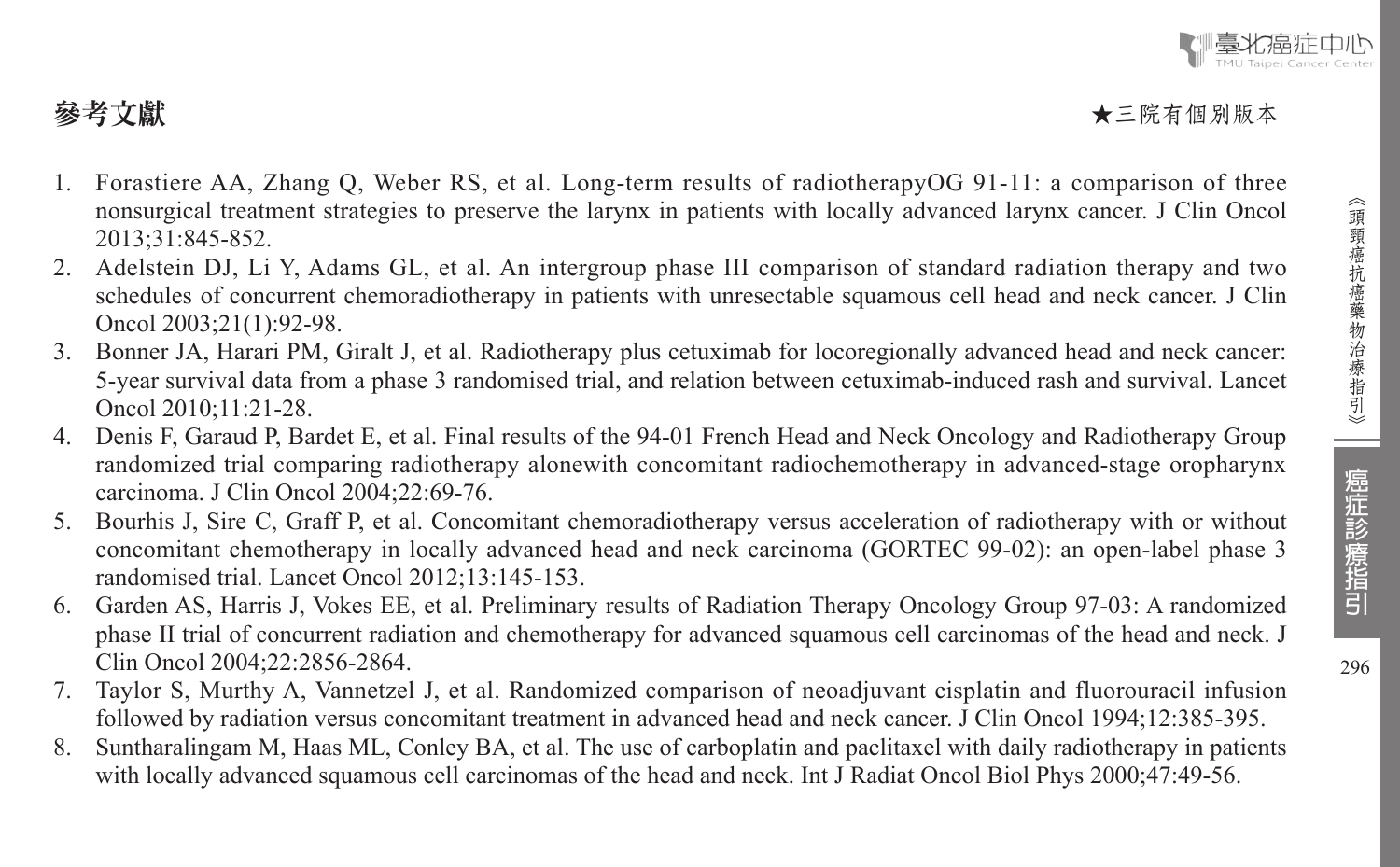## 參考文獻

★三院有個別版本

1. Forastiere AA, Zhang Q, Weber RS, et al. Long-term results of radiotherapyOG 91-11: a comparison of three nonsurgical treatment strategies to preserve the larynx in patients with locally advanced larynx cancer. J Clin Oncol 2013;31:845-852.
2. Adelstein DJ, Li Y, Adams GL, et al. An intergroup phase III comparison of standard radiation therapy and two schedules of concurrent chemoradiotherapy in patients with unresectable squamous cell head and neck cancer. J Clin Oncol 2003;21(1):92-98.
3. Bonner JA, Harari PM, Giralt J, et al. Radiotherapy plus cetuximab for locoregionally advanced head and neck cancer: 5-year survival data from a phase 3 randomised trial, and relation between cetuximab-induced rash and survival. Lancet Oncol 2010;11:21-28.
4. Denis F, Garaud P, Bardet E, et al. Final results of the 94-01 French Head and Neck Oncology and Radiotherapy Group randomized trial comparing radiotherapy alonewith concomitant radiochemotherapy in advanced-stage oropharynx carcinoma. J Clin Oncol 2004;22:69-76.
5. Bourhis J, Sire C, Graff P, et al. Concomitant chemoradiotherapy versus acceleration of radiotherapy with or without concomitant chemotherapy in locally advanced head and neck carcinoma (GORTEC 99-02): an open-label phase 3 randomised trial. Lancet Oncol 2012;13:145-153.
6. Garden AS, Harris J, Vokes EE, et al. Preliminary results of Radiation Therapy Oncology Group 97-03: A randomized phase II trial of concurrent radiation and chemotherapy for advanced squamous cell carcinomas of the head and neck. J Clin Oncol 2004;22:2856-2864.
7. Taylor S, Murthy A, Vannetzel J, et al. Randomized comparison of neoadjuvant cisplatin and fluorouracil infusion followed by radiation versus concomitant treatment in advanced head and neck cancer. J Clin Oncol 1994;12:385-395.
8. Suntharalingam M, Haas ML, Conley BA, et al. The use of carboplatin and paclitaxel with daily radiotherapy in patients with locally advanced squamous cell carcinomas of the head and neck. Int J Radiat Oncol Biol Phys 2000;47:49-56.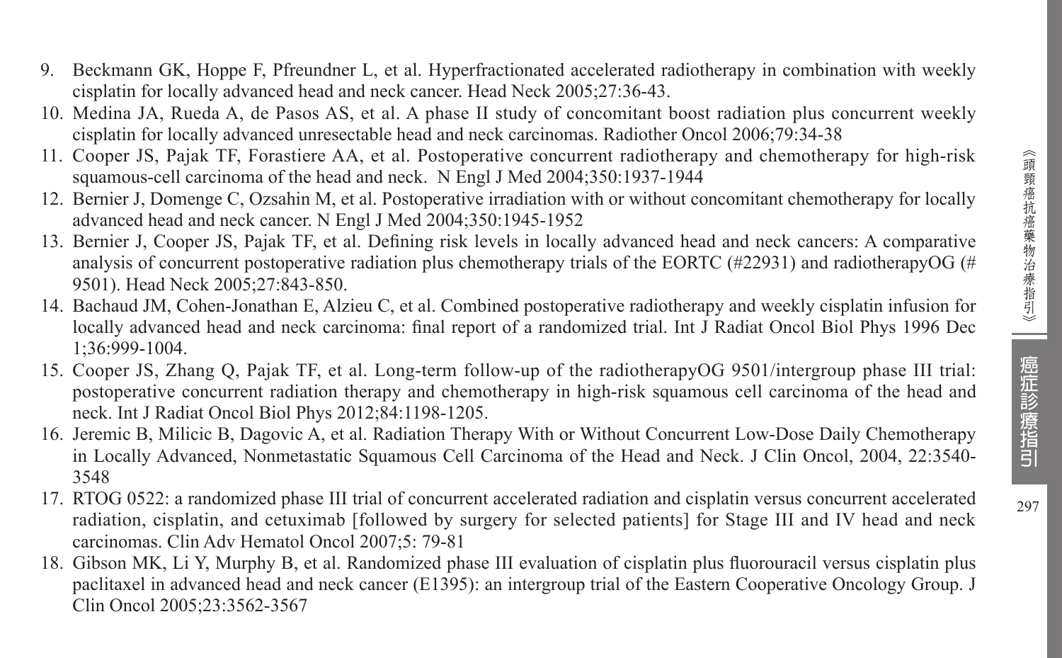9. Beckmann GK, Hoppe F, Pfreundner L, et al. Hyperfractionated accelerated radiotherapy in combination with weekly cisplatin for locally advanced head and neck cancer. Head Neck 2005;27:36-43.
10. Medina JA, Rueda A, de Pasos AS, et al. A phase II study of concomitant boost radiation plus concurrent weekly cisplatin for locally advanced unresectable head and neck carcinomas. Radiother Oncol 2006;79:34-38
11. Cooper JS, Pajak TF, Forastiere AA, et al. Postoperative concurrent radiotherapy and chemotherapy for high-risk squamous-cell carcinoma of the head and neck. N Engl J Med 2004;350:1937-1944
12. Bernier J, Domenge C, Ozsahin M, et al. Postoperative irradiation with or without concomitant chemotherapy for locally advanced head and neck cancer. N Engl J Med 2004;350:1945-1952
13. Bernier J, Cooper JS, Pajak TF, et al. Defining risk levels in locally advanced head and neck cancers: A comparative analysis of concurrent postoperative radiation plus chemotherapy trials of the EORTC (#22931) and radiotherapyOG (# 9501). Head Neck 2005;27:843-850.
14. Bachaud JM, Cohen-Jonathan E, Alzieu C, et al. Combined postoperative radiotherapy and weekly cisplatin infusion for locally advanced head and neck carcinoma: final report of a randomized trial. Int J Radiat Oncol Biol Phys 1996 Dec 1;36:999-1004.
15. Cooper JS, Zhang Q, Pajak TF, et al. Long-term follow-up of the radiotherapyOG 9501/intergroup phase III trial: postoperative concurrent radiation therapy and chemotherapy in high-risk squamous cell carcinoma of the head and neck. Int J Radiat Oncol Biol Phys 2012;84:1198-1205.
16. Jeremic B, Milicic B, Dagovic A, et al. Radiation Therapy With or Without Concurrent Low-Dose Daily Chemotherapy in Locally Advanced, Nonmetastatic Squamous Cell Carcinoma of the Head and Neck. J Clin Oncol, 2004, 22:3540-3548
17. RTOG 0522: a randomized phase III trial of concurrent accelerated radiation and cisplatin versus concurrent accelerated radiation, cisplatin, and cetuximab [followed by surgery for selected patients] for Stage III and IV head and neck carcinomas. Clin Adv Hematol Oncol 2007;5: 79-81
18. Gibson MK, Li Y, Murphy B, et al. Randomized phase III evaluation of cisplatin plus fluorouracil versus cisplatin plus paclitaxel in advanced head and neck cancer (E1395): an intergroup trial of the Eastern Cooperative Oncology Group. J Clin Oncol 2005;23:3562-3567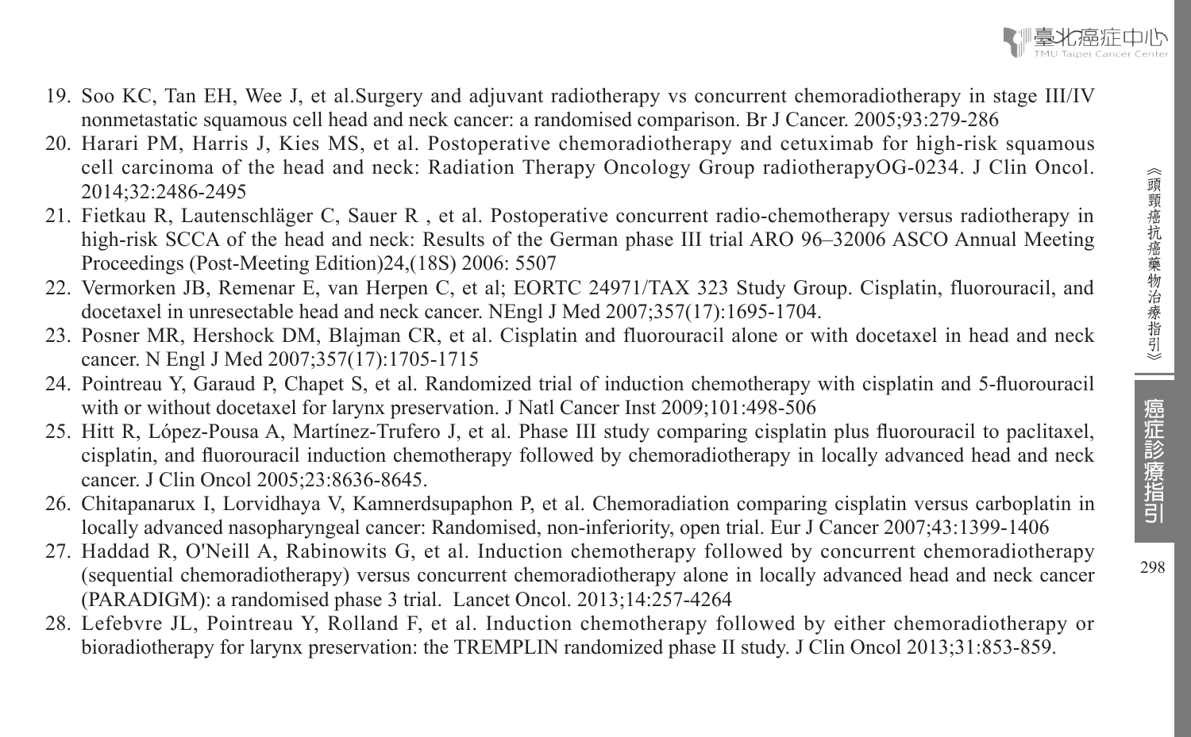19. Soo KC, Tan EH, Wee J, et al.Surgery and adjuvant radiotherapy vs concurrent chemoradiotherapy in stage III/IV nonmetastatic squamous cell head and neck cancer: a randomised comparison. Br J Cancer. 2005;93:279-286
20. Harari PM, Harris J, Kies MS, et al. Postoperative chemoradiotherapy and cetuximab for high-risk squamous cell carcinoma of the head and neck: Radiation Therapy Oncology Group radiotherapyOG-0234. J Clin Oncol. 2014;32:2486-2495
21. Fietkau R, Lautenschläger C, Sauer R , et al. Postoperative concurrent radio-chemotherapy versus radiotherapy in high-risk SCCA of the head and neck: Results of the German phase III trial ARO 96–32006 ASCO Annual Meeting Proceedings (Post-Meeting Edition)24,(18S) 2006: 5507
22. Vermorken JB, Remenar E, van Herpen C, et al; EORTC 24971/TAX 323 Study Group. Cisplatin, fluorouracil, and docetaxel in unresectable head and neck cancer. NEngl J Med 2007;357(17):1695-1704.
23. Posner MR, Hershock DM, Blajman CR, et al. Cisplatin and fluorouracil alone or with docetaxel in head and neck cancer. N Engl J Med 2007;357(17):1705-1715
24. Pointreau Y, Garaud P, Chapet S, et al. Randomized trial of induction chemotherapy with cisplatin and 5-fluorouracil with or without docetaxel for larynx preservation. J Natl Cancer Inst 2009;101:498-506
25. Hitt R, López-Pousa A, Martínez-Trufero J, et al. Phase III study comparing cisplatin plus fluorouracil to paclitaxel, cisplatin, and fluorouracil induction chemotherapy followed by chemoradiotherapy in locally advanced head and neck cancer. J Clin Oncol 2005;23:8636-8645.
26. Chitapanarux I, Lorvidhaya V, Kamnerdsupaphon P, et al. Chemoradiation comparing cisplatin versus carboplatin in locally advanced nasopharyngeal cancer: Randomised, non-inferiority, open trial. Eur J Cancer 2007;43:1399-1406
27. Haddad R, O'Neill A, Rabinowits G, et al. Induction chemotherapy followed by concurrent chemoradiotherapy (sequential chemoradiotherapy) versus concurrent chemoradiotherapy alone in locally advanced head and neck cancer (PARADIGM): a randomised phase 3 trial. Lancet Oncol. 2013;14:257-4264
28. Lefebvre JL, Pointreau Y, Rolland F, et al. Induction chemotherapy followed by either chemoradiotherapy or bioradiotherapy for larynx preservation: the TREMPLIN randomized phase II study. J Clin Oncol 2013;31:853-859.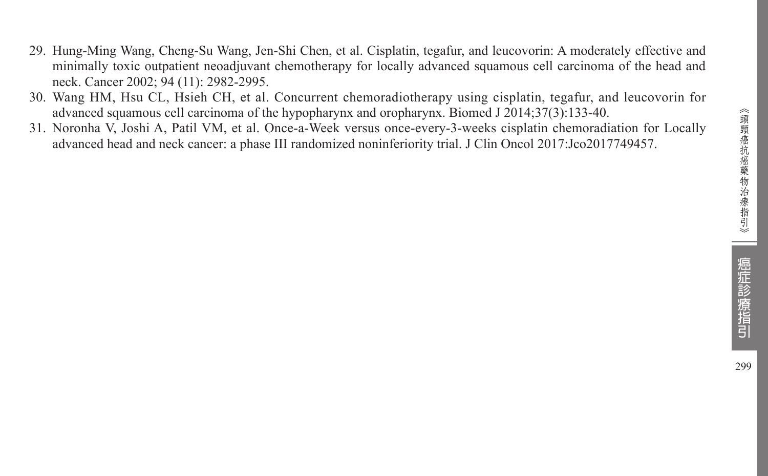29. Hung-Ming Wang, Cheng-Su Wang, Jen-Shi Chen, et al. Cisplatin, tegafur, and leucovorin: A moderately effective and minimally toxic outpatient neoadjuvant chemotherapy for locally advanced squamous cell carcinoma of the head and neck. Cancer 2002; 94 (11): 2982-2995.
30. Wang HM, Hsu CL, Hsieh CH, et al. Concurrent chemoradiotherapy using cisplatin, tegafur, and leucovorin for advanced squamous cell carcinoma of the hypopharynx and oropharynx. Biomed J 2014;37(3):133-40.
31. Noronha V, Joshi A, Patil VM, et al. Once-a-Week versus once-every-3-weeks cisplatin chemoradiation for Locally advanced head and neck cancer: a phase III randomized noninferiority trial. J Clin Oncol 2017:Jco2017749457.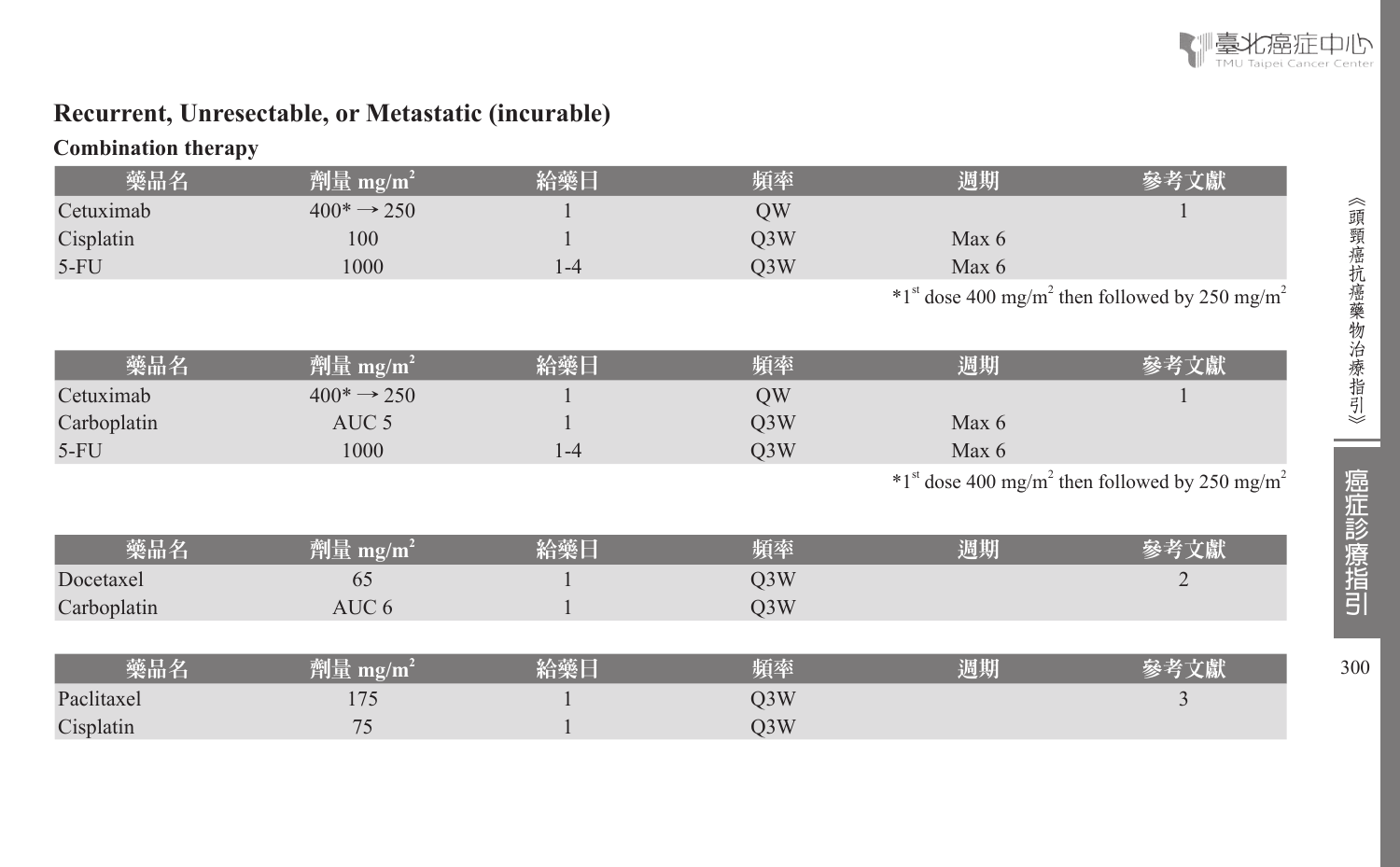## Recurrent, Unresectable, or Metastatic (incurable)

### Combination therapy

| 藥品名 | 劑量 mg/m$^2$ | 給藥日 | 頻率 | 週期 | 參考文獻 |
|---|---|---|---|---|---|
| Cetuximab | 400* → 250 | 1 | QW | | 1 |
| Cisplatin | 100 | 1 | Q3W | Max 6 | |
| 5-FU | 1000 | 1-4 | Q3W | Max 6 | |

*1st dose 400 mg/m$^2$ then followed by 250 mg/m$^2$

| 藥品名 | 劑量 mg/m$^2$ | 給藥日 | 頻率 | 週期 | 參考文獻 |
|---|---|---|---|---|---|
| Cetuximab | 400* → 250 | 1 | QW | | 1 |
| Carboplatin | AUC 5 | 1 | Q3W | Max 6 | |
| 5-FU | 1000 | 1-4 | Q3W | Max 6 | |

*1st dose 400 mg/m$^2$ then followed by 250 mg/m$^2$

| 藥品名 | 劑量 mg/m$^2$ | 給藥日 | 頻率 | 週期 | 參考文獻 |
|---|---|---|---|---|---|
| Docetaxel | 65 | 1 | Q3W | | 2 |
| Carboplatin | AUC 6 | 1 | Q3W | | |

| 藥品名 | 劑量 mg/m$^2$ | 給藥日 | 頻率 | 週期 | 參考文獻 |
|---|---|---|---|---|---|
| Paclitaxel | 175 | 1 | Q3W | | 3 |
| Cisplatin | 75 | 1 | Q3W | | |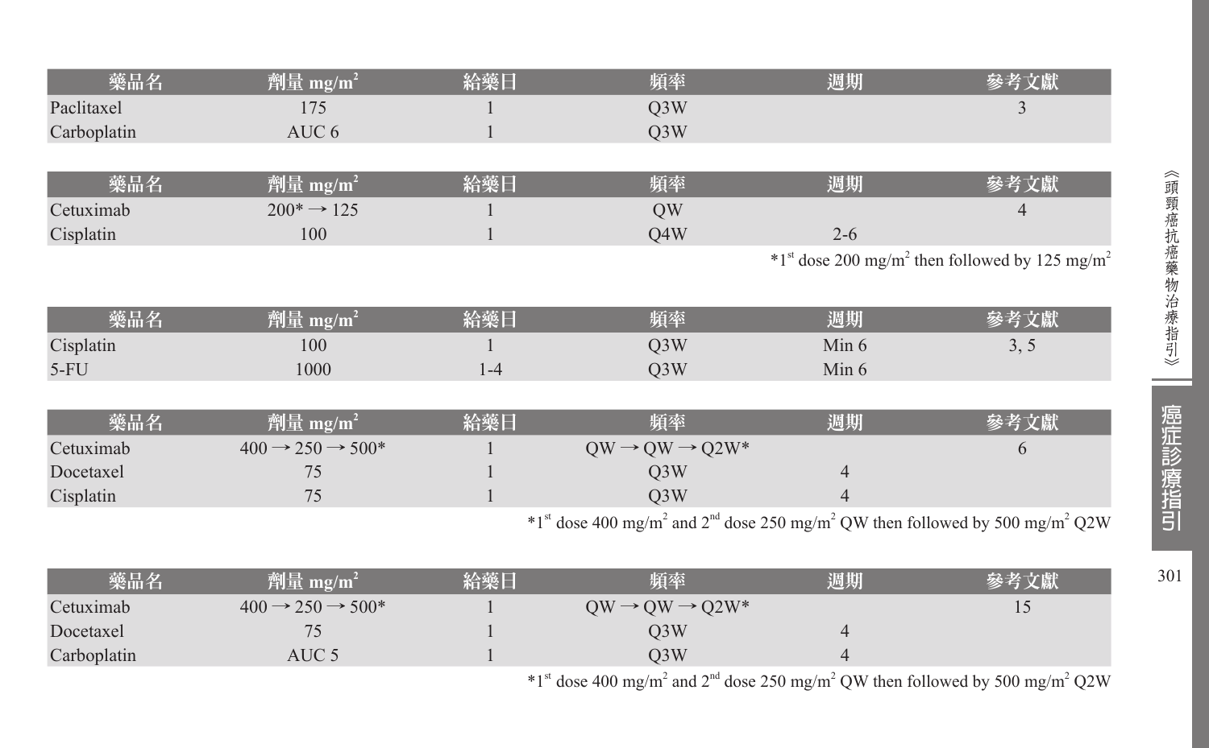| 藥品名 | 劑量 $mg/m^2$ | 給藥日 | 頻率 | 週期 | 參考文獻 |
|---|---|---|---|---|---|
| Paclitaxel | 175 | 1 | Q3W | | 3 |
| Carboplatin | AUC 6 | 1 | Q3W | | |

| 藥品名 | 劑量 $mg/m^2$ | 給藥日 | 頻率 | 週期 | 參考文獻 |
|---|---|---|---|---|---|
| Cetuximab | 200* → 125 | 1 | QW | | 4 |
| Cisplatin | 100 | 1 | Q4W | 2-6 | |

*1st dose 200 $mg/m^2$ then followed by 125 $mg/m^2$

| 藥品名 | 劑量 $mg/m^2$ | 給藥日 | 頻率 | 週期 | 參考文獻 |
|---|---|---|---|---|---|
| Cisplatin | 100 | 1 | Q3W | Min 6 | 3, 5 |
| 5-FU | 1000 | 1-4 | Q3W | Min 6 | |

| 藥品名 | 劑量 $mg/m^2$ | 給藥日 | 頻率 | 週期 | 參考文獻 |
|---|---|---|---|---|---|
| Cetuximab | 400 → 250 → 500* | 1 | QW → QW → Q2W* | | 6 |
| Docetaxel | 75 | 1 | Q3W | 4 | |
| Cisplatin | 75 | 1 | Q3W | 4 | |

*1st dose 400 $mg/m^2$ and 2nd dose 250 $mg/m^2$ QW then followed by 500 $mg/m^2$ Q2W

| 藥品名 | 劑量 $mg/m^2$ | 給藥日 | 頻率 | 週期 | 參考文獻 |
|---|---|---|---|---|---|
| Cetuximab | 400 → 250 → 500* | 1 | QW → QW → Q2W* | | 15 |
| Docetaxel | 75 | 1 | Q3W | 4 | |
| Carboplatin | AUC 5 | 1 | Q3W | 4 | |

*1st dose 400 $mg/m^2$ and 2nd dose 250 $mg/m^2$ QW then followed by 500 $mg/m^2$ Q2W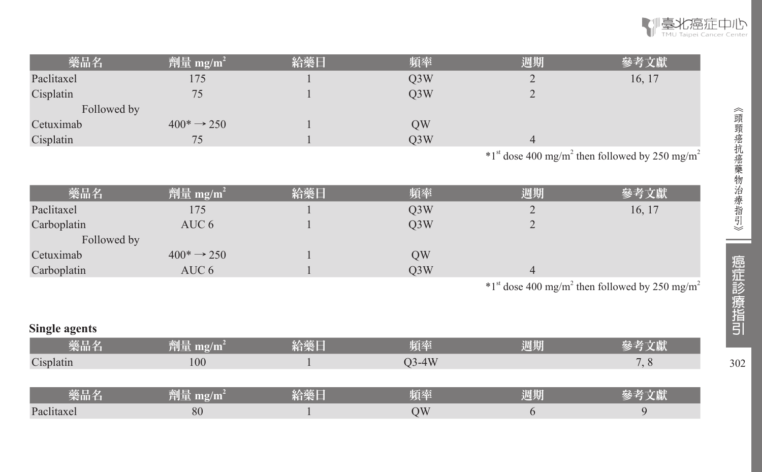| 藥品名 | 劑量 mg/m$^2$ | 給藥日 | 頻率 | 週期 | 參考文獻 |
|---|---|---|---|---|---|
| Paclitaxel | 175 | 1 | Q3W | 2 | 16, 17 |
| Cisplatin | 75 | 1 | Q3W | 2 | |
| Followed by | | | | | |
| Cetuximab | 400* → 250 | 1 | QW | | |
| Cisplatin | 75 | 1 | Q3W | 4 | |

*1st dose 400 mg/m$^2$ then followed by 250 mg/m$^2$

| 藥品名 | 劑量 mg/m$^2$ | 給藥日 | 頻率 | 週期 | 參考文獻 |
|---|---|---|---|---|---|
| Paclitaxel | 175 | 1 | Q3W | 2 | 16, 17 |
| Carboplatin | AUC 6 | 1 | Q3W | 2 | |
| Followed by | | | | | |
| Cetuximab | 400* → 250 | 1 | QW | | |
| Carboplatin | AUC 6 | 1 | Q3W | 4 | |

*1st dose 400 mg/m$^2$ then followed by 250 mg/m$^2$

**Single agents**

| 藥品名 | 劑量 mg/m$^2$ | 給藥日 | 頻率 | 週期 | 參考文獻 |
|---|---|---|---|---|---|
| Cisplatin | 100 | 1 | Q3-4W | | 7, 8 |

| 藥品名 | 劑量 mg/m$^2$ | 給藥日 | 頻率 | 週期 | 參考文獻 |
|---|---|---|---|---|---|
| Paclitaxel | 80 | 1 | QW | 6 | 9 |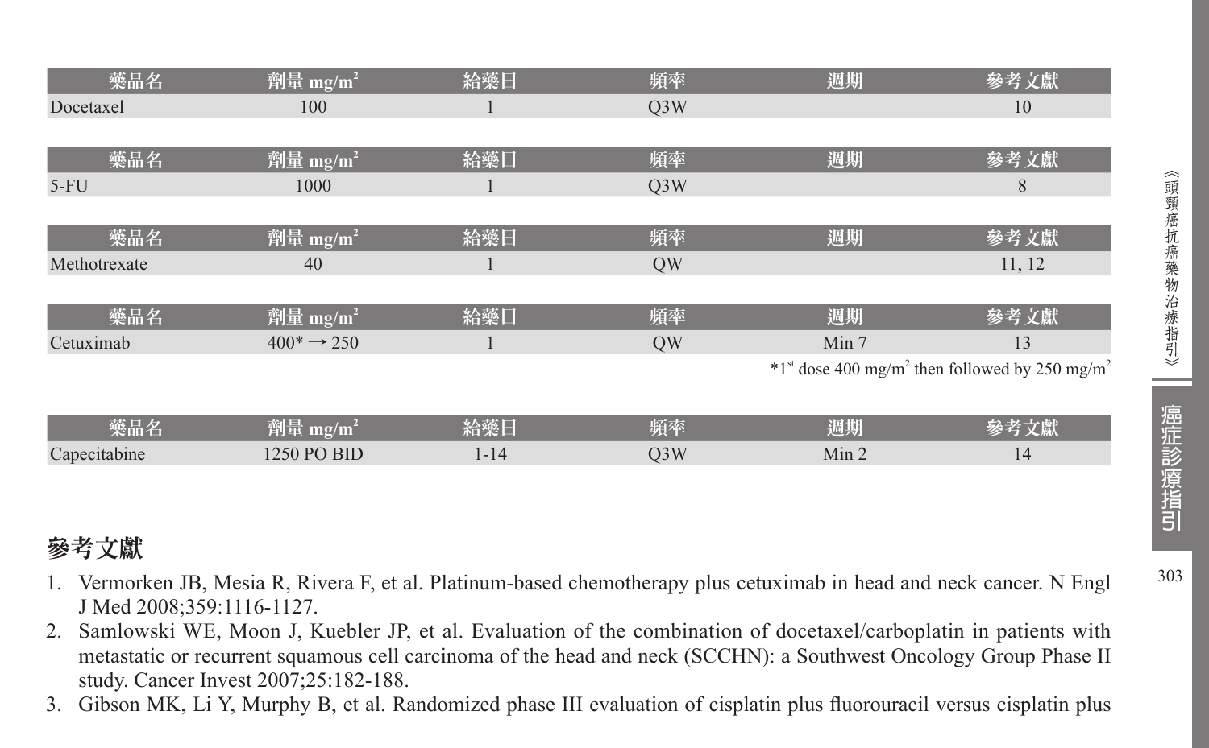| 藥品名 | 劑量 mg/m$^2$ | 給藥日 | 頻率 | 週期 | 參考文獻 |
|---|---|---|---|---|---|
| Docetaxel | 100 | 1 | Q3W | | 10 |

| 藥品名 | 劑量 mg/m$^2$ | 給藥日 | 頻率 | 週期 | 參考文獻 |
|---|---|---|---|---|---|
| 5-FU | 1000 | 1 | Q3W | | 8 |

| 藥品名 | 劑量 mg/m$^2$ | 給藥日 | 頻率 | 週期 | 參考文獻 |
|---|---|---|---|---|---|
| Methotrexate | 40 | 1 | QW | | 11, 12 |

| 藥品名 | 劑量 mg/m$^2$ | 給藥日 | 頻率 | 週期 | 參考文獻 |
|---|---|---|---|---|---|
| Cetuximab | 400* → 250 | 1 | QW | Min 7 | 13 |

*1$^{st}$ dose 400 mg/m$^2$ then followed by 250 mg/m$^2$

| 藥品名 | 劑量 mg/m$^2$ | 給藥日 | 頻率 | 週期 | 參考文獻 |
|---|---|---|---|---|---|
| Capecitabine | 1250 PO BID | 1-14 | Q3W | Min 2 | 14 |

## 參考文獻

1. Vermorken JB, Mesia R, Rivera F, et al. Platinum-based chemotherapy plus cetuximab in head and neck cancer. N Engl J Med 2008;359:1116-1127.
2. Samlowski WE, Moon J, Kuebler JP, et al. Evaluation of the combination of docetaxel/carboplatin in patients with metastatic or recurrent squamous cell carcinoma of the head and neck (SCCHN): a Southwest Oncology Group Phase II study. Cancer Invest 2007;25:182-188.
3. Gibson MK, Li Y, Murphy B, et al. Randomized phase III evaluation of cisplatin plus fluorouracil versus cisplatin plus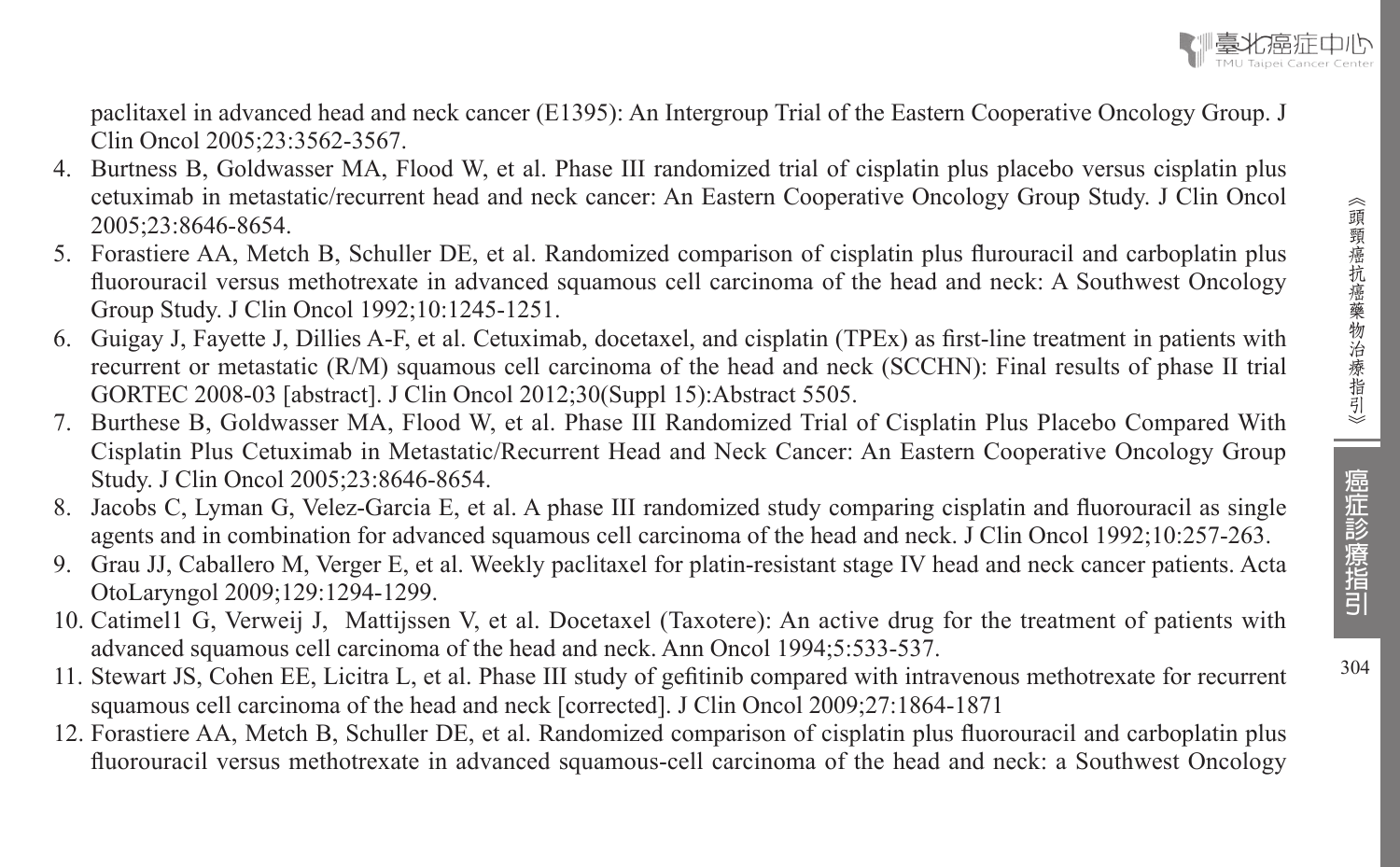paclitaxel in advanced head and neck cancer (E1395): An Intergroup Trial of the Eastern Cooperative Oncology Group. J Clin Oncol 2005;23:3562-3567.

4. Burtness B, Goldwasser MA, Flood W, et al. Phase III randomized trial of cisplatin plus placebo versus cisplatin plus cetuximab in metastatic/recurrent head and neck cancer: An Eastern Cooperative Oncology Group Study. J Clin Oncol 2005;23:8646-8654.
5. Forastiere AA, Metch B, Schuller DE, et al. Randomized comparison of cisplatin plus flurouracil and carboplatin plus fluorouracil versus methotrexate in advanced squamous cell carcinoma of the head and neck: A Southwest Oncology Group Study. J Clin Oncol 1992;10:1245-1251.
6. Guigay J, Fayette J, Dillies A-F, et al. Cetuximab, docetaxel, and cisplatin (TPEx) as first-line treatment in patients with recurrent or metastatic (R/M) squamous cell carcinoma of the head and neck (SCCHN): Final results of phase II trial GORTEC 2008-03 [abstract]. J Clin Oncol 2012;30(Suppl 15):Abstract 5505.
7. Burthese B, Goldwasser MA, Flood W, et al. Phase III Randomized Trial of Cisplatin Plus Placebo Compared With Cisplatin Plus Cetuximab in Metastatic/Recurrent Head and Neck Cancer: An Eastern Cooperative Oncology Group Study. J Clin Oncol 2005;23:8646-8654.
8. Jacobs C, Lyman G, Velez-Garcia E, et al. A phase III randomized study comparing cisplatin and fluorouracil as single agents and in combination for advanced squamous cell carcinoma of the head and neck. J Clin Oncol 1992;10:257-263.
9. Grau JJ, Caballero M, Verger E, et al. Weekly paclitaxel for platin-resistant stage IV head and neck cancer patients. Acta OtoLaryngol 2009;129:1294-1299.
10. Catimel1 G, Verweij J, Mattijssen V, et al. Docetaxel (Taxotere): An active drug for the treatment of patients with advanced squamous cell carcinoma of the head and neck. Ann Oncol 1994;5:533-537.
11. Stewart JS, Cohen EE, Licitra L, et al. Phase III study of gefitinib compared with intravenous methotrexate for recurrent squamous cell carcinoma of the head and neck [corrected]. J Clin Oncol 2009;27:1864-1871
12. Forastiere AA, Metch B, Schuller DE, et al. Randomized comparison of cisplatin plus fluorouracil and carboplatin plus fluorouracil versus methotrexate in advanced squamous-cell carcinoma of the head and neck: a Southwest Oncology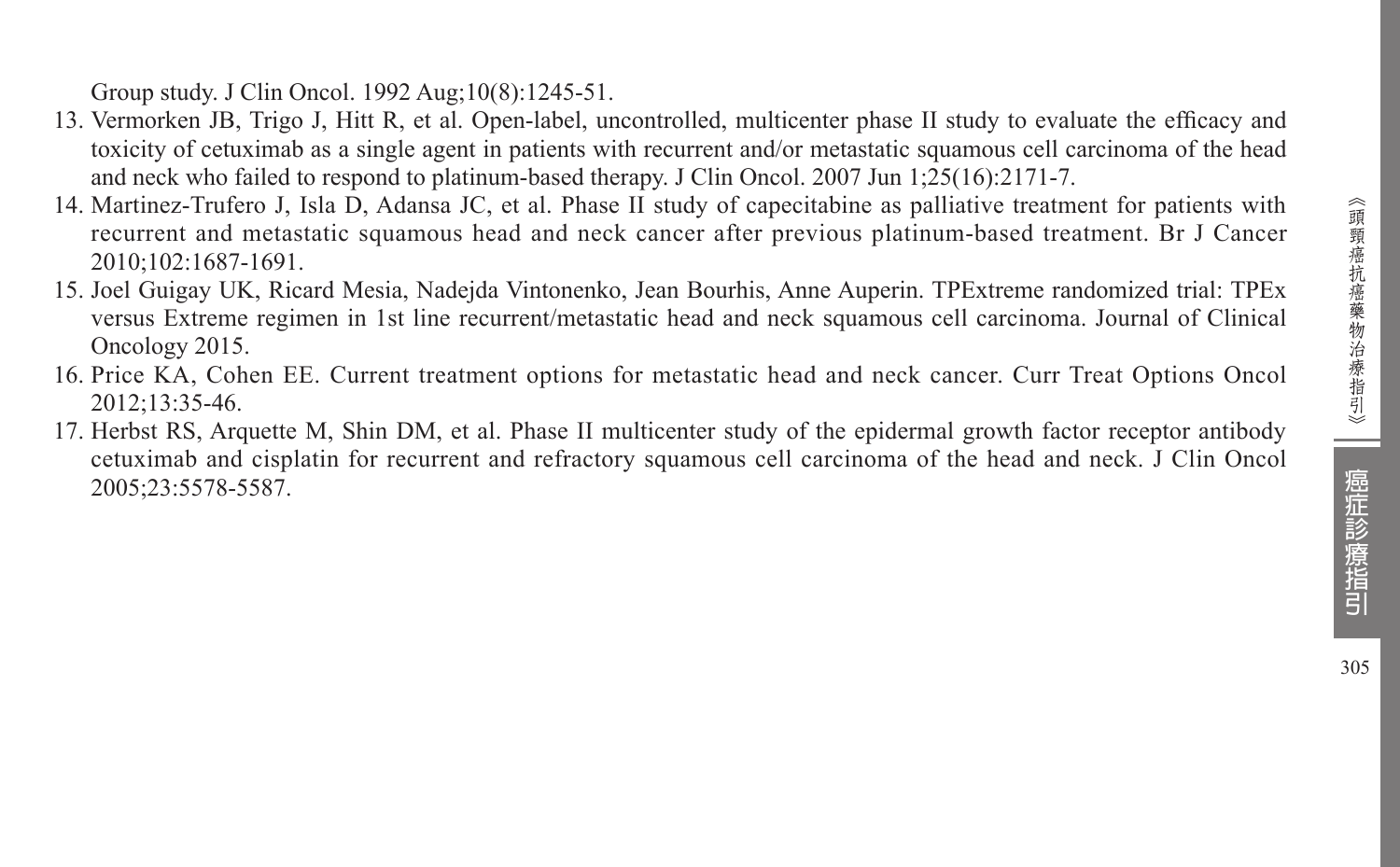Group study. J Clin Oncol. 1992 Aug;10(8):1245-51.

13. Vermorken JB, Trigo J, Hitt R, et al. Open-label, uncontrolled, multicenter phase II study to evaluate the efficacy and toxicity of cetuximab as a single agent in patients with recurrent and/or metastatic squamous cell carcinoma of the head and neck who failed to respond to platinum-based therapy. J Clin Oncol. 2007 Jun 1;25(16):2171-7.
14. Martinez-Trufero J, Isla D, Adansa JC, et al. Phase II study of capecitabine as palliative treatment for patients with recurrent and metastatic squamous head and neck cancer after previous platinum-based treatment. Br J Cancer 2010;102:1687-1691.
15. Joel Guigay UK, Ricard Mesia, Nadejda Vintonenko, Jean Bourhis, Anne Auperin. TPExtreme randomized trial: TPEx versus Extreme regimen in 1st line recurrent/metastatic head and neck squamous cell carcinoma. Journal of Clinical Oncology 2015.
16. Price KA, Cohen EE. Current treatment options for metastatic head and neck cancer. Curr Treat Options Oncol 2012;13:35-46.
17. Herbst RS, Arquette M, Shin DM, et al. Phase II multicenter study of the epidermal growth factor receptor antibody cetuximab and cisplatin for recurrent and refractory squamous cell carcinoma of the head and neck. J Clin Oncol 2005;23:5578-5587.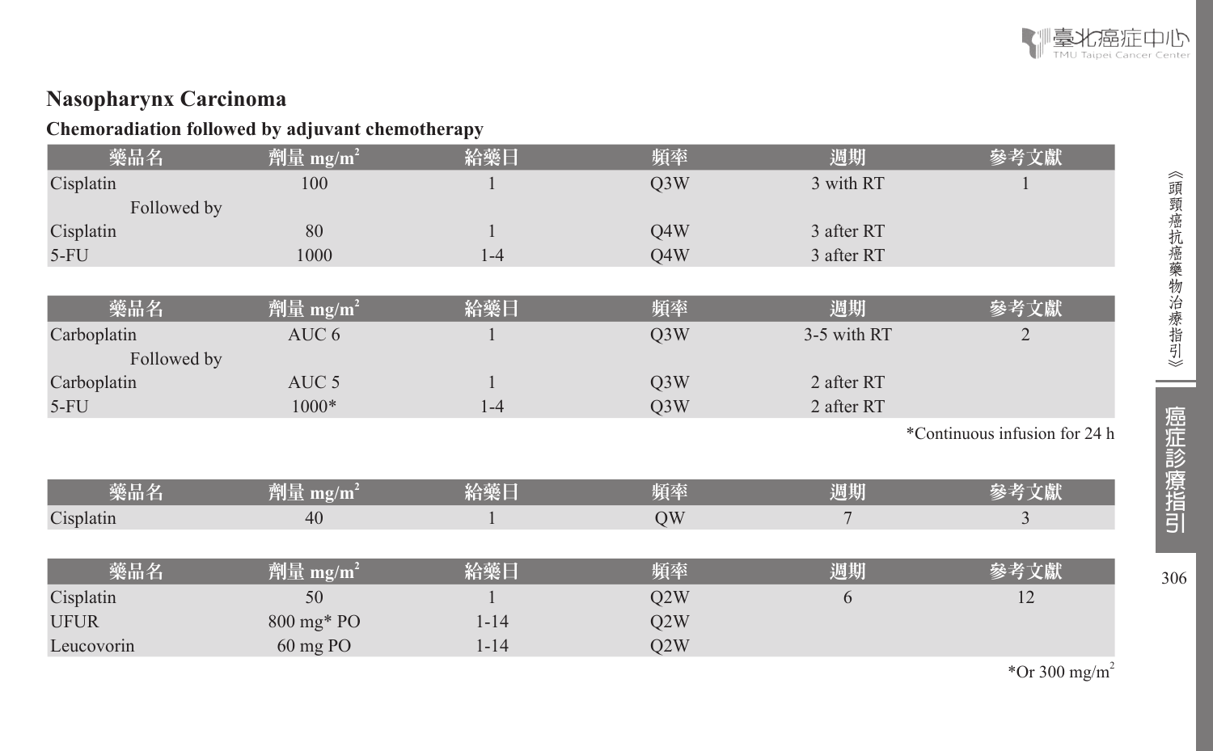## Nasopharynx Carcinoma

### Chemoradiation followed by adjuvant chemotherapy

| 藥品名 | 劑量 mg/m$^2$ | 給藥日 | 頻率 | 週期 | 參考文獻 |
| --- | --- | --- | --- | --- | --- |
| Cisplatin | 100 | 1 | Q3W | 3 with RT | 1 |
| Followed by | | | | | |
| Cisplatin | 80 | 1 | Q4W | 3 after RT | |
| 5-FU | 1000 | 1-4 | Q4W | 3 after RT | |

| 藥品名 | 劑量 mg/m$^2$ | 給藥日 | 頻率 | 週期 | 參考文獻 |
| --- | --- | --- | --- | --- | --- |
| Carboplatin | AUC 6 | 1 | Q3W | 3-5 with RT | 2 |
| Followed by | | | | | |
| Carboplatin | AUC 5 | 1 | Q3W | 2 after RT | |
| 5-FU | 1000* | 1-4 | Q3W | 2 after RT | |

*Continuous infusion for 24 h

| 藥品名 | 劑量 mg/m$^2$ | 給藥日 | 頻率 | 週期 | 參考文獻 |
| --- | --- | --- | --- | --- | --- |
| Cisplatin | 40 | 1 | QW | 7 | 3 |

| 藥品名 | 劑量 mg/m$^2$ | 給藥日 | 頻率 | 週期 | 參考文獻 |
| --- | --- | --- | --- | --- | --- |
| Cisplatin | 50 | 1 | Q2W | 6 | 12 |
| UFUR | 800 mg* PO | 1-14 | Q2W | | |
| Leucovorin | 60 mg PO | 1-14 | Q2W | | |

*Or 300 mg/m$^2$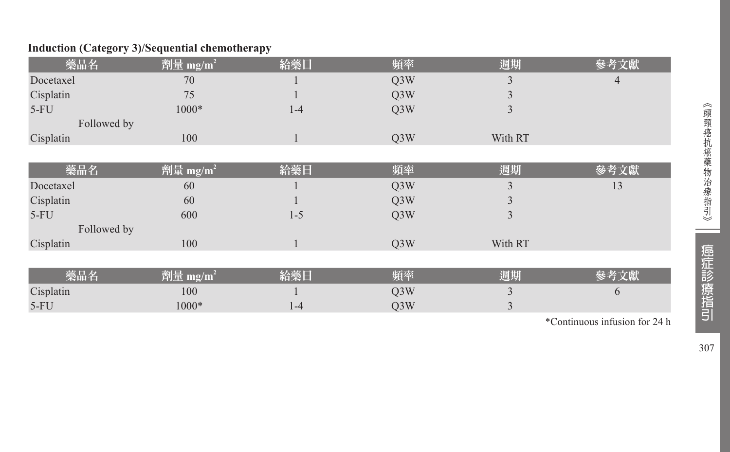**Induction (Category 3)/Sequential chemotherapy**

| 藥品名 | 劑量 $mg/m^2$ | 給藥日 | 頻率 | 週期 | 參考文獻 |
|---|---|---|---|---|---|
| Docetaxel | 70 | 1 | Q3W | 3 | 4 |
| Cisplatin | 75 | 1 | Q3W | 3 | |
| 5-FU | 1000* | 1-4 | Q3W | 3 | |
| Followed by | | | | | |
| Cisplatin | 100 | 1 | Q3W | With RT | |

| 藥品名 | 劑量 $mg/m^2$ | 給藥日 | 頻率 | 週期 | 參考文獻 |
|---|---|---|---|---|---|
| Docetaxel | 60 | 1 | Q3W | 3 | 13 |
| Cisplatin | 60 | 1 | Q3W | 3 | |
| 5-FU | 600 | 1-5 | Q3W | 3 | |
| Followed by | | | | | |
| Cisplatin | 100 | 1 | Q3W | With RT | |

| 藥品名 | 劑量 $mg/m^2$ | 給藥日 | 頻率 | 週期 | 參考文獻 |
|---|---|---|---|---|---|
| Cisplatin | 100 | 1 | Q3W | 3 | 6 |
| 5-FU | 1000* | 1-4 | Q3W | 3 | |

*Continuous infusion for 24 h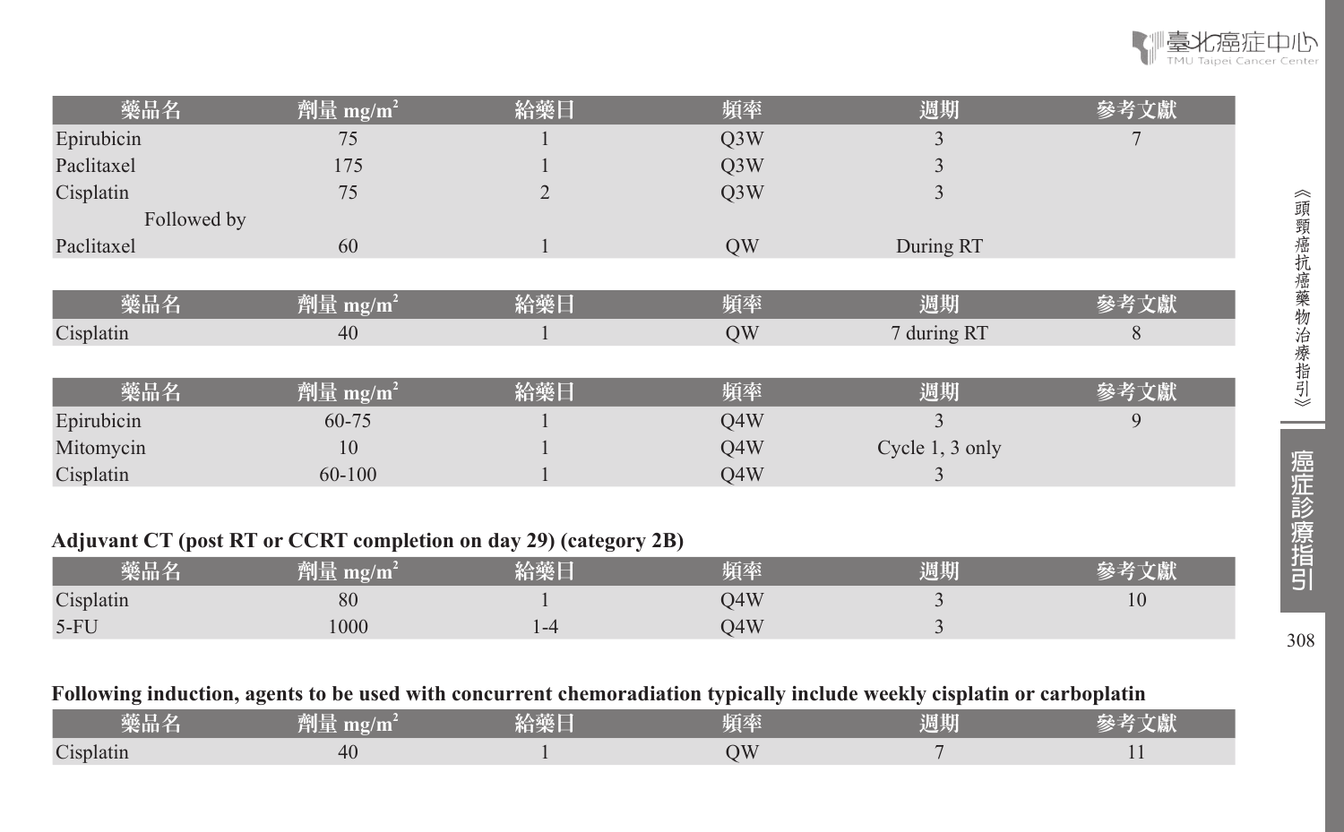| 藥品名 | 劑量 mg/m$^2$ | 給藥日 | 頻率 | 週期 | 參考文獻 |
| --- | --- | --- | --- | --- | --- |
| Epirubicin | 75 | 1 | Q3W | 3 | 7 |
| Paclitaxel | 175 | 1 | Q3W | 3 | |
| Cisplatin | 75 | 2 | Q3W | 3 | |
| Followed by | | | | | |
| Paclitaxel | 60 | 1 | QW | During RT | |

| 藥品名 | 劑量 mg/m$^2$ | 給藥日 | 頻率 | 週期 | 參考文獻 |
| --- | --- | --- | --- | --- | --- |
| Cisplatin | 40 | 1 | QW | 7 during RT | 8 |

| 藥品名 | 劑量 mg/m$^2$ | 給藥日 | 頻率 | 週期 | 參考文獻 |
| --- | --- | --- | --- | --- | --- |
| Epirubicin | 60-75 | 1 | Q4W | 3 | 9 |
| Mitomycin | 10 | 1 | Q4W | Cycle 1, 3 only | |
| Cisplatin | 60-100 | 1 | Q4W | 3 | |

**Adjuvant CT (post RT or CCRT completion on day 29) (category 2B)**

| 藥品名 | 劑量 mg/m$^2$ | 給藥日 | 頻率 | 週期 | 參考文獻 |
| --- | --- | --- | --- | --- | --- |
| Cisplatin | 80 | 1 | Q4W | 3 | 10 |
| 5-FU | 1000 | 1-4 | Q4W | 3 | |

**Following induction, agents to be used with concurrent chemoradiation typically include weekly cisplatin or carboplatin**

| 藥品名 | 劑量 mg/m$^2$ | 給藥日 | 頻率 | 週期 | 參考文獻 |
| --- | --- | --- | --- | --- | --- |
| Cisplatin | 40 | 1 | QW | 7 | 11 |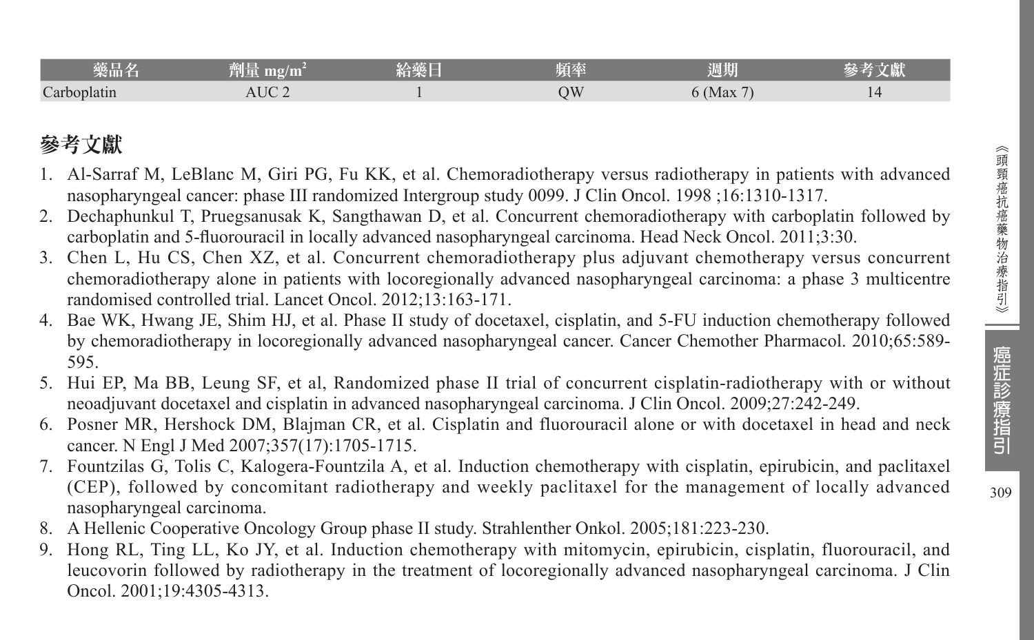| 藥品名 | 劑量 mg/m$^2$ | 給藥日 | 頻率 | 週期 | 參考文獻 |
|---|---|---|---|---|---|
| Carboplatin | AUC 2 | 1 | QW | 6 (Max 7) | 14 |

## 參考文獻

1. Al-Sarraf M, LeBlanc M, Giri PG, Fu KK, et al. Chemoradiotherapy versus radiotherapy in patients with advanced nasopharyngeal cancer: phase III randomized Intergroup study 0099. J Clin Oncol. 1998 ;16:1310-1317.
2. Dechaphunkul T, Pruegsanusak K, Sangthawan D, et al. Concurrent chemoradiotherapy with carboplatin followed by carboplatin and 5-fluorouracil in locally advanced nasopharyngeal carcinoma. Head Neck Oncol. 2011;3:30.
3. Chen L, Hu CS, Chen XZ, et al. Concurrent chemoradiotherapy plus adjuvant chemotherapy versus concurrent chemoradiotherapy alone in patients with locoregionally advanced nasopharyngeal carcinoma: a phase 3 multicentre randomised controlled trial. Lancet Oncol. 2012;13:163-171.
4. Bae WK, Hwang JE, Shim HJ, et al. Phase II study of docetaxel, cisplatin, and 5-FU induction chemotherapy followed by chemoradiotherapy in locoregionally advanced nasopharyngeal cancer. Cancer Chemother Pharmacol. 2010;65:589-595.
5. Hui EP, Ma BB, Leung SF, et al, Randomized phase II trial of concurrent cisplatin-radiotherapy with or without neoadjuvant docetaxel and cisplatin in advanced nasopharyngeal carcinoma. J Clin Oncol. 2009;27:242-249.
6. Posner MR, Hershock DM, Blajman CR, et al. Cisplatin and fluorouracil alone or with docetaxel in head and neck cancer. N Engl J Med 2007;357(17):1705-1715.
7. Fountzilas G, Tolis C, Kalogera-Fountzila A, et al. Induction chemotherapy with cisplatin, epirubicin, and paclitaxel (CEP), followed by concomitant radiotherapy and weekly paclitaxel for the management of locally advanced nasopharyngeal carcinoma.
8. A Hellenic Cooperative Oncology Group phase II study. Strahlenther Onkol. 2005;181:223-230.
9. Hong RL, Ting LL, Ko JY, et al. Induction chemotherapy with mitomycin, epirubicin, cisplatin, fluorouracil, and leucovorin followed by radiotherapy in the treatment of locoregionally advanced nasopharyngeal carcinoma. J Clin Oncol. 2001;19:4305-4313.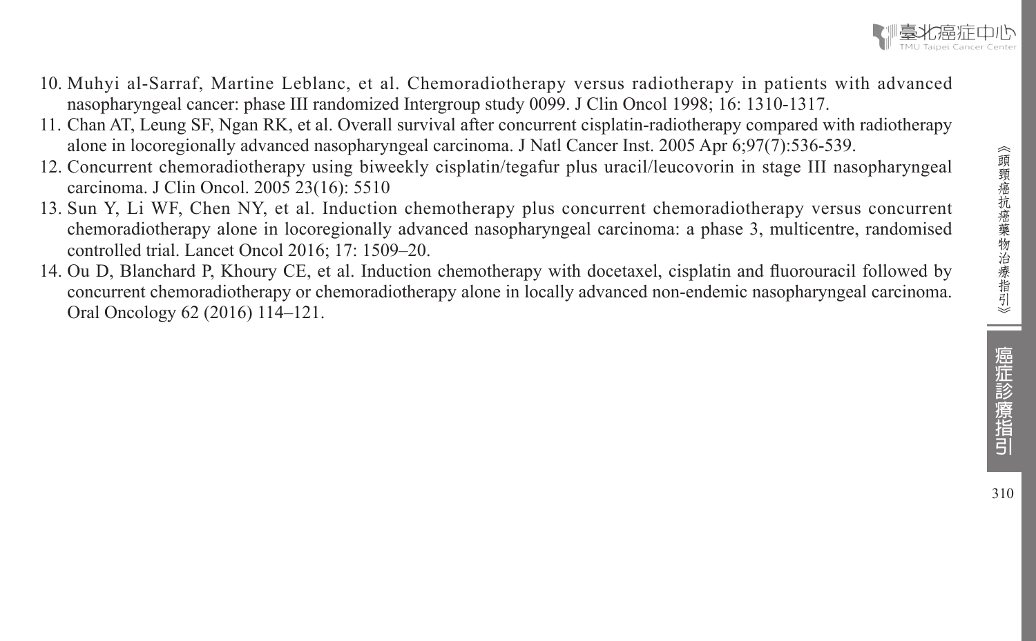10. Muhyi al-Sarraf, Martine Leblanc, et al. Chemoradiotherapy versus radiotherapy in patients with advanced nasopharyngeal cancer: phase III randomized Intergroup study 0099. J Clin Oncol 1998; 16: 1310-1317.
11. Chan AT, Leung SF, Ngan RK, et al. Overall survival after concurrent cisplatin-radiotherapy compared with radiotherapy alone in locoregionally advanced nasopharyngeal carcinoma. J Natl Cancer Inst. 2005 Apr 6;97(7):536-539.
12. Concurrent chemoradiotherapy using biweekly cisplatin/tegafur plus uracil/leucovorin in stage III nasopharyngeal carcinoma. J Clin Oncol. 2005 23(16): 5510
13. Sun Y, Li WF, Chen NY, et al. Induction chemotherapy plus concurrent chemoradiotherapy versus concurrent chemoradiotherapy alone in locoregionally advanced nasopharyngeal carcinoma: a phase 3, multicentre, randomised controlled trial. Lancet Oncol 2016; 17: 1509–20.
14. Ou D, Blanchard P, Khoury CE, et al. Induction chemotherapy with docetaxel, cisplatin and fluorouracil followed by concurrent chemoradiotherapy or chemoradiotherapy alone in locally advanced non-endemic nasopharyngeal carcinoma. Oral Oncology 62 (2016) 114–121.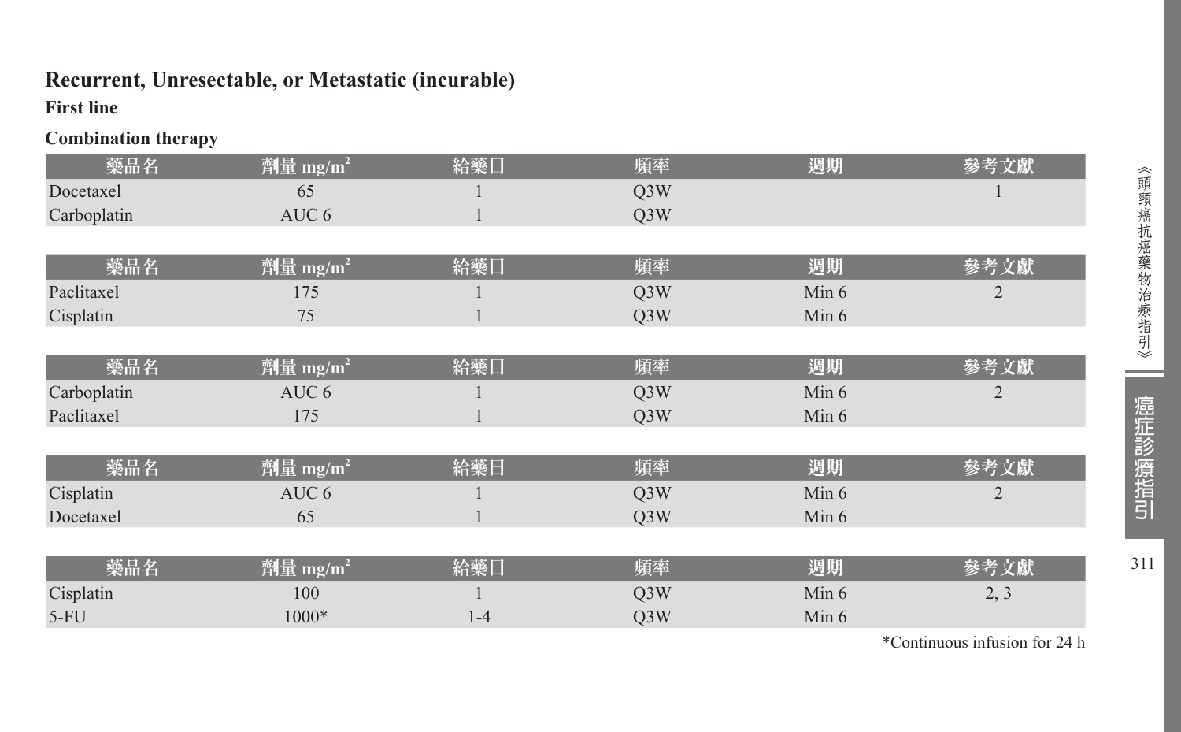## Recurrent, Unresectable, or Metastatic (incurable)

### First line

**Combination therapy**

| 藥品名 | 劑量 mg/m$^2$ | 給藥日 | 頻率 | 週期 | 參考文獻 |
|---|---|---|---|---|---|
| Docetaxel | 65 | 1 | Q3W | | 1 |
| Carboplatin | AUC 6 | 1 | Q3W | | |

| 藥品名 | 劑量 mg/m$^2$ | 給藥日 | 頻率 | 週期 | 參考文獻 |
|---|---|---|---|---|---|
| Paclitaxel | 175 | 1 | Q3W | Min 6 | 2 |
| Cisplatin | 75 | 1 | Q3W | Min 6 | |

| 藥品名 | 劑量 mg/m$^2$ | 給藥日 | 頻率 | 週期 | 參考文獻 |
|---|---|---|---|---|---|
| Carboplatin | AUC 6 | 1 | Q3W | Min 6 | 2 |
| Paclitaxel | 175 | 1 | Q3W | Min 6 | |

| 藥品名 | 劑量 mg/m$^2$ | 給藥日 | 頻率 | 週期 | 參考文獻 |
|---|---|---|---|---|---|
| Cisplatin | AUC 6 | 1 | Q3W | Min 6 | 2 |
| Docetaxel | 65 | 1 | Q3W | Min 6 | |

| 藥品名 | 劑量 mg/m$^2$ | 給藥日 | 頻率 | 週期 | 參考文獻 |
|---|---|---|---|---|---|
| Cisplatin | 100 | 1 | Q3W | Min 6 | 2, 3 |
| 5-FU | 1000* | 1-4 | Q3W | Min 6 | |

*Continuous infusion for 24 h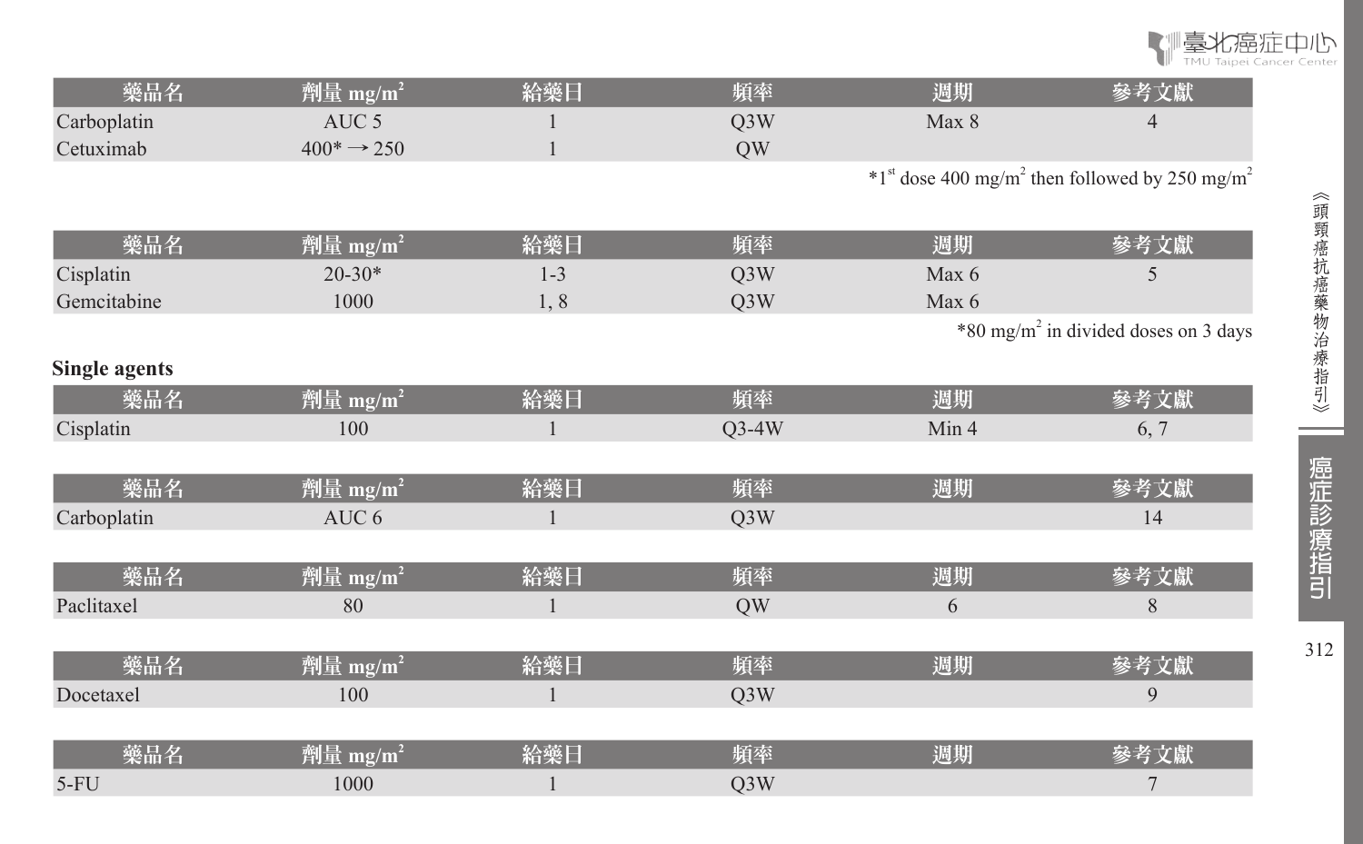| 藥品名 | 劑量 $mg/m^2$ | 給藥日 | 頻率 | 週期 | 參考文獻 |
|---|---|---|---|---|---|
| Carboplatin | AUC 5 | 1 | Q3W | Max 8 | 4 |
| Cetuximab | 400* → 250 | 1 | QW | | |

*1st dose 400 $mg/m^2$ then followed by 250 $mg/m^2$

| 藥品名 | 劑量 $mg/m^2$ | 給藥日 | 頻率 | 週期 | 參考文獻 |
|---|---|---|---|---|---|
| Cisplatin | 20-30* | 1-3 | Q3W | Max 6 | 5 |
| Gemcitabine | 1000 | 1, 8 | Q3W | Max 6 | |

*80 $mg/m^2$ in divided doses on 3 days

**Single agents**

| 藥品名 | 劑量 $mg/m^2$ | 給藥日 | 頻率 | 週期 | 參考文獻 |
|---|---|---|---|---|---|
| Cisplatin | 100 | 1 | Q3-4W | Min 4 | 6, 7 |

| 藥品名 | 劑量 $mg/m^2$ | 給藥日 | 頻率 | 週期 | 參考文獻 |
|---|---|---|---|---|---|
| Carboplatin | AUC 6 | 1 | Q3W | | 14 |

| 藥品名 | 劑量 $mg/m^2$ | 給藥日 | 頻率 | 週期 | 參考文獻 |
|---|---|---|---|---|---|
| Paclitaxel | 80 | 1 | QW | 6 | 8 |

| 藥品名 | 劑量 $mg/m^2$ | 給藥日 | 頻率 | 週期 | 參考文獻 |
|---|---|---|---|---|---|
| Docetaxel | 100 | 1 | Q3W | | 9 |

| 藥品名 | 劑量 $mg/m^2$ | 給藥日 | 頻率 | 週期 | 參考文獻 |
|---|---|---|---|---|---|
| 5-FU | 1000 | 1 | Q3W | | 7 |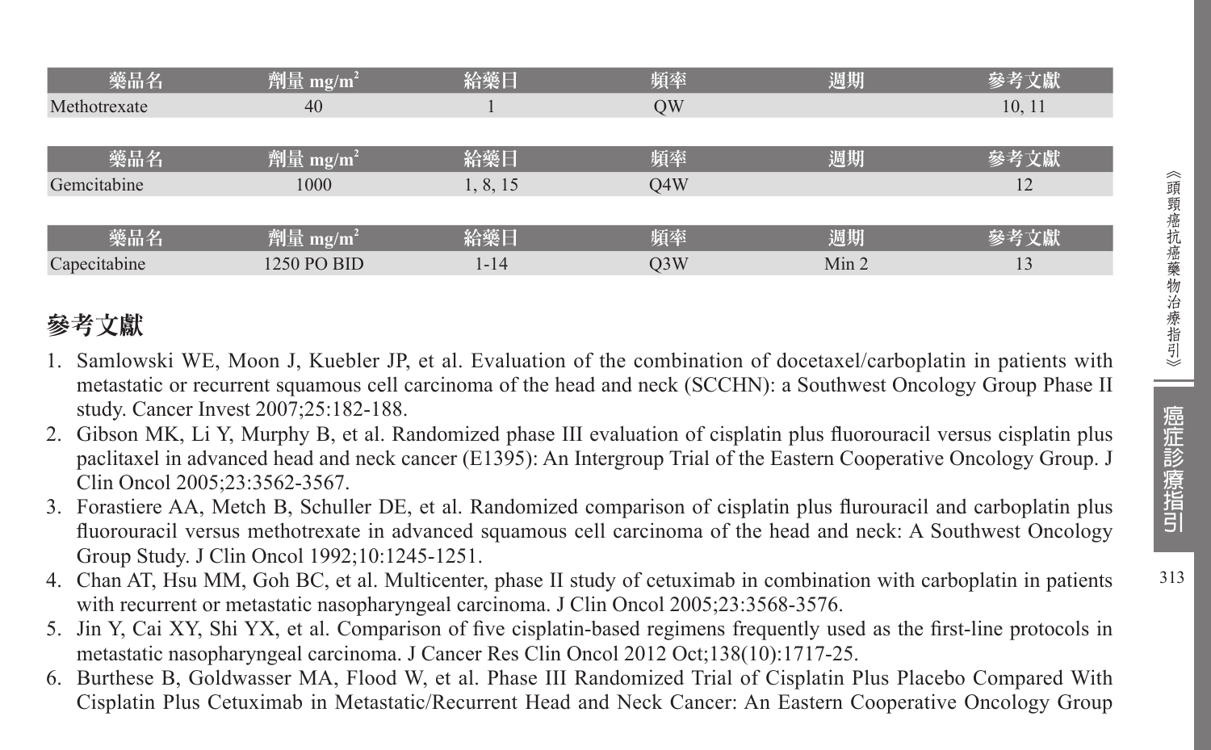| 藥品名 | 劑量 mg/m$^2$ | 給藥日 | 頻率 | 週期 | 參考文獻 |
|---|---|---|---|---|---|
| Methotrexate | 40 | 1 | QW | | 10, 11 |

| 藥品名 | 劑量 mg/m$^2$ | 給藥日 | 頻率 | 週期 | 參考文獻 |
|---|---|---|---|---|---|
| Gemcitabine | 1000 | 1, 8, 15 | Q4W | | 12 |

| 藥品名 | 劑量 mg/m$^2$ | 給藥日 | 頻率 | 週期 | 參考文獻 |
|---|---|---|---|---|---|
| Capecitabine | 1250 PO BID | 1-14 | Q3W | Min 2 | 13 |

## 參考文獻

1. Samlowski WE, Moon J, Kuebler JP, et al. Evaluation of the combination of docetaxel/carboplatin in patients with metastatic or recurrent squamous cell carcinoma of the head and neck (SCCHN): a Southwest Oncology Group Phase II study. Cancer Invest 2007;25:182-188.
2. Gibson MK, Li Y, Murphy B, et al. Randomized phase III evaluation of cisplatin plus fluorouracil versus cisplatin plus paclitaxel in advanced head and neck cancer (E1395): An Intergroup Trial of the Eastern Cooperative Oncology Group. J Clin Oncol 2005;23:3562-3567.
3. Forastiere AA, Metch B, Schuller DE, et al. Randomized comparison of cisplatin plus flurouracil and carboplatin plus fluorouracil versus methotrexate in advanced squamous cell carcinoma of the head and neck: A Southwest Oncology Group Study. J Clin Oncol 1992;10:1245-1251.
4. Chan AT, Hsu MM, Goh BC, et al. Multicenter, phase II study of cetuximab in combination with carboplatin in patients with recurrent or metastatic nasopharyngeal carcinoma. J Clin Oncol 2005;23:3568-3576.
5. Jin Y, Cai XY, Shi YX, et al. Comparison of five cisplatin-based regimens frequently used as the first-line protocols in metastatic nasopharyngeal carcinoma. J Cancer Res Clin Oncol 2012 Oct;138(10):1717-25.
6. Burthese B, Goldwasser MA, Flood W, et al. Phase III Randomized Trial of Cisplatin Plus Placebo Compared With Cisplatin Plus Cetuximab in Metastatic/Recurrent Head and Neck Cancer: An Eastern Cooperative Oncology Group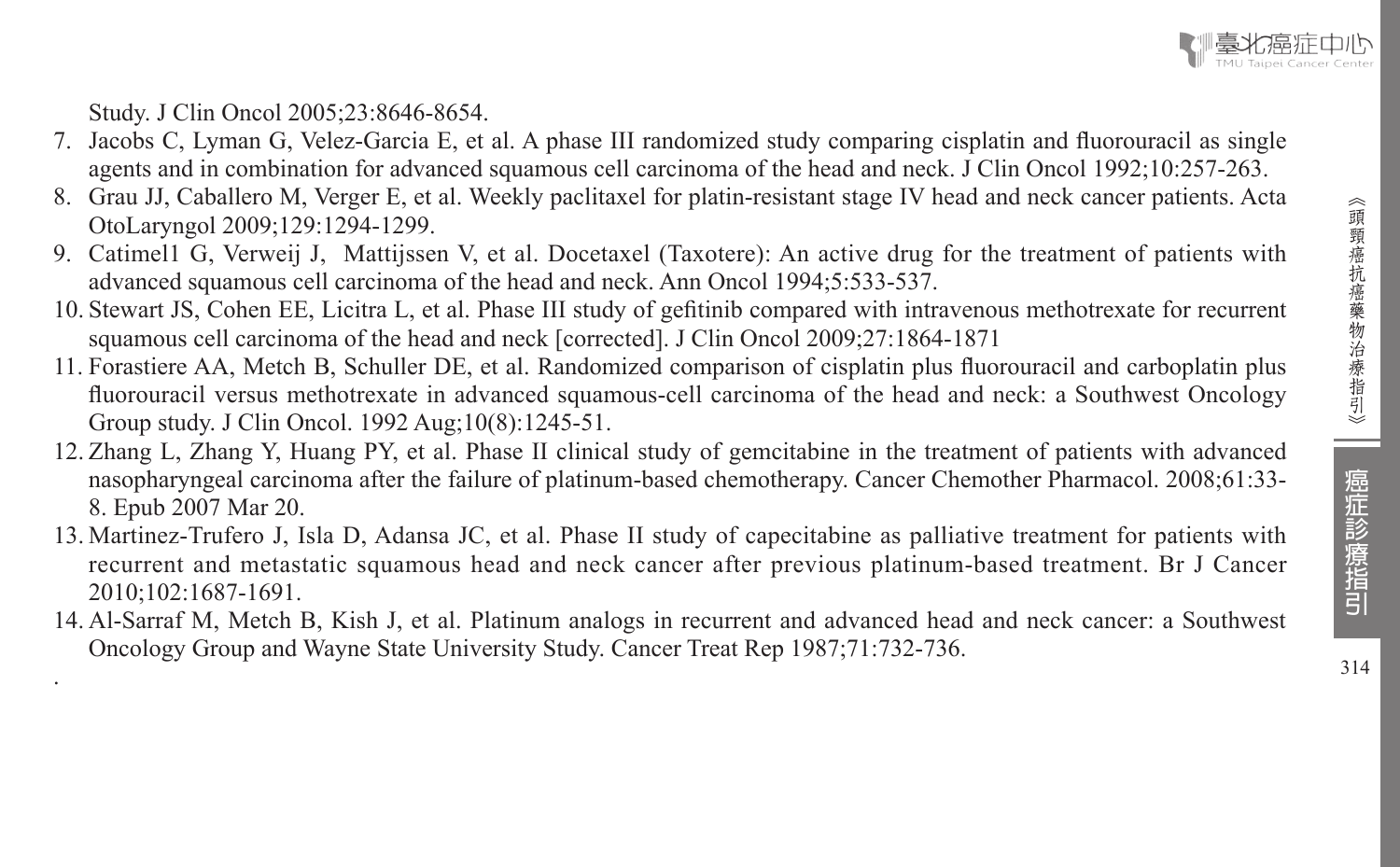Study. J Clin Oncol 2005;23:8646-8654.

7. Jacobs C, Lyman G, Velez-Garcia E, et al. A phase III randomized study comparing cisplatin and fluorouracil as single agents and in combination for advanced squamous cell carcinoma of the head and neck. J Clin Oncol 1992;10:257-263.
8. Grau JJ, Caballero M, Verger E, et al. Weekly paclitaxel for platin-resistant stage IV head and neck cancer patients. Acta OtoLaryngol 2009;129:1294-1299.
9. Catimel1 G, Verweij J, Mattijssen V, et al. Docetaxel (Taxotere): An active drug for the treatment of patients with advanced squamous cell carcinoma of the head and neck. Ann Oncol 1994;5:533-537.
10. Stewart JS, Cohen EE, Licitra L, et al. Phase III study of gefitinib compared with intravenous methotrexate for recurrent squamous cell carcinoma of the head and neck [corrected]. J Clin Oncol 2009;27:1864-1871
11. Forastiere AA, Metch B, Schuller DE, et al. Randomized comparison of cisplatin plus fluorouracil and carboplatin plus fluorouracil versus methotrexate in advanced squamous-cell carcinoma of the head and neck: a Southwest Oncology Group study. J Clin Oncol. 1992 Aug;10(8):1245-51.
12. Zhang L, Zhang Y, Huang PY, et al. Phase II clinical study of gemcitabine in the treatment of patients with advanced nasopharyngeal carcinoma after the failure of platinum-based chemotherapy. Cancer Chemother Pharmacol. 2008;61:33-8. Epub 2007 Mar 20.
13. Martinez-Trufero J, Isla D, Adansa JC, et al. Phase II study of capecitabine as palliative treatment for patients with recurrent and metastatic squamous head and neck cancer after previous platinum-based treatment. Br J Cancer 2010;102:1687-1691.
14. Al-Sarraf M, Metch B, Kish J, et al. Platinum analogs in recurrent and advanced head and neck cancer: a Southwest Oncology Group and Wayne State University Study. Cancer Treat Rep 1987;71:732-736.

.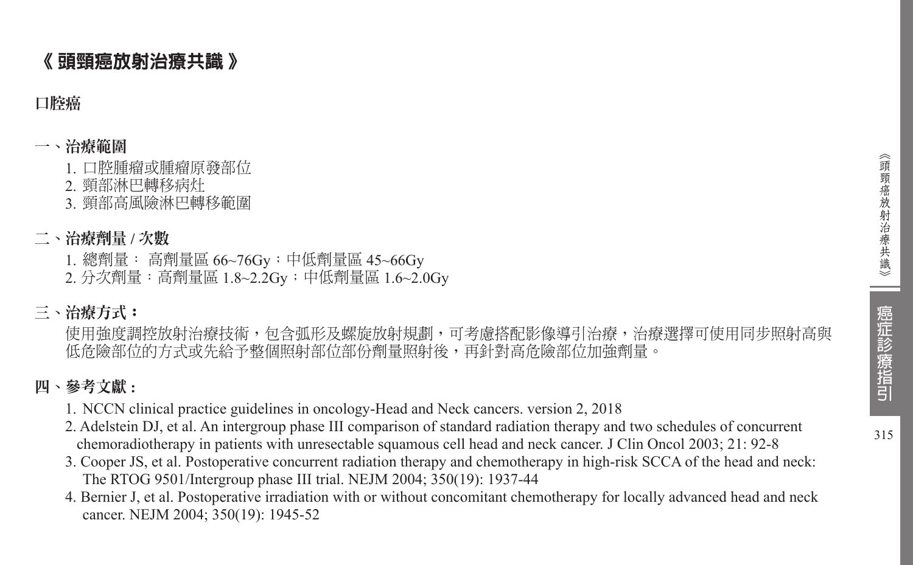# 《 頭頸癌放射治療共識 》

## 口腔癌

### 一、治療範圍

1. 口腔腫瘤或腫瘤原發部位
2. 頸部淋巴轉移病灶
3. 頸部高風險淋巴轉移範圍

### 二、治療劑量 / 次數

1. 總劑量： 高劑量區 66~76Gy；中低劑量區 45~66Gy
2. 分次劑量：高劑量區 1.8~2.2Gy；中低劑量區 1.6~2.0Gy

### 三、治療方式：

使用強度調控放射治療技術，包含弧形及螺旋放射規劃，可考慮搭配影像導引治療，治療選擇可使用同步照射高與低危險部位的方式或先給予整個照射部位部份劑量照射後，再針對高危險部位加強劑量。

### 四、參考文獻：

1. NCCN clinical practice guidelines in oncology-Head and Neck cancers. version 2, 2018
2. Adelstein DJ, et al. An intergroup phase III comparison of standard radiation therapy and two schedules of concurrent chemoradiotherapy in patients with unresectable squamous cell head and neck cancer. J Clin Oncol 2003; 21: 92-8
3. Cooper JS, et al. Postoperative concurrent radiation therapy and chemotherapy in high-risk SCCA of the head and neck: The RTOG 9501/Intergroup phase III trial. NEJM 2004; 350(19): 1937-44
4. Bernier J, et al. Postoperative irradiation with or without concomitant chemotherapy for locally advanced head and neck cancer. NEJM 2004; 350(19): 1945-52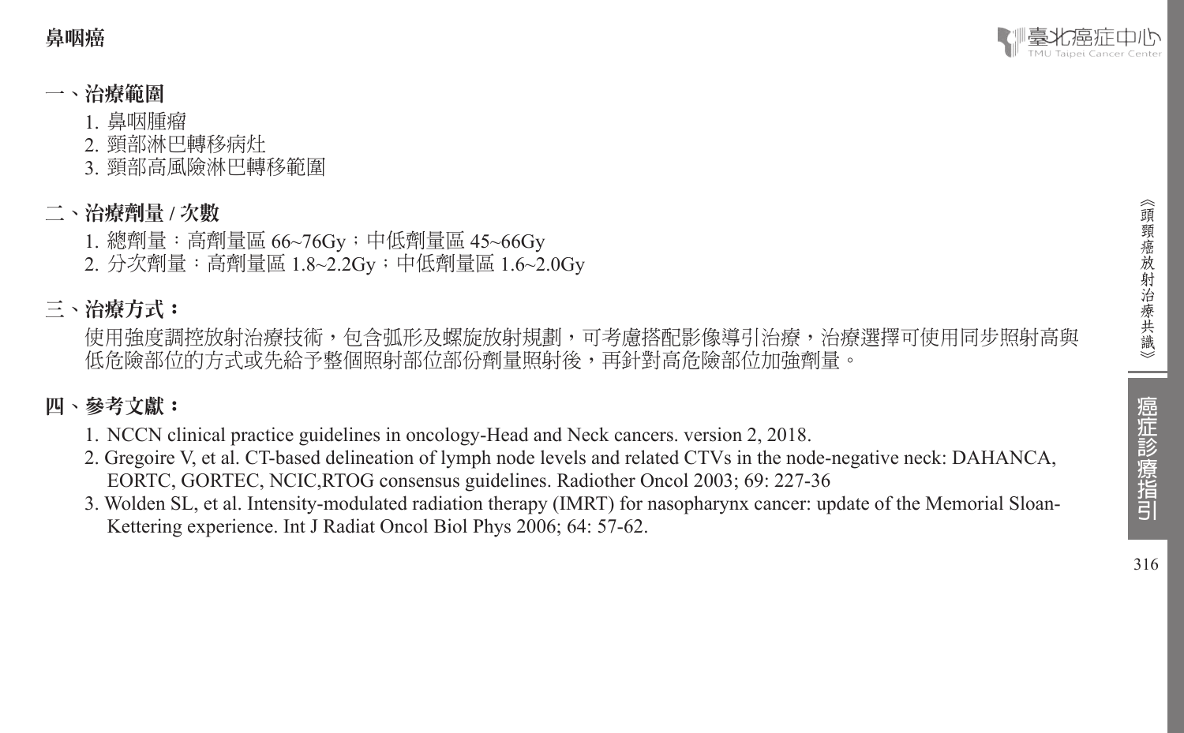## 一、治療範圍

1. 鼻咽腫瘤
2. 頸部淋巴轉移病灶
3. 頸部高風險淋巴轉移範圍

## 二、治療劑量 / 次數

1. 總劑量：高劑量區 66~76Gy；中低劑量區 45~66Gy
2. 分次劑量：高劑量區 1.8~2.2Gy；中低劑量區 1.6~2.0Gy

## 三、治療方式：

使用強度調控放射治療技術，包含弧形及螺旋放射規劃，可考慮搭配影像導引治療，治療選擇可使用同步照射高與低危險部位的方式或先給予整個照射部位部份劑量照射後，再針對高危險部位加強劑量。

## 四、參考文獻：

1. NCCN clinical practice guidelines in oncology-Head and Neck cancers. version 2, 2018.
2. Gregoire V, et al. CT-based delineation of lymph node levels and related CTVs in the node-negative neck: DAHANCA, EORTC, GORTEC, NCIC,RTOG consensus guidelines. Radiother Oncol 2003; 69: 227-36
3. Wolden SL, et al. Intensity-modulated radiation therapy (IMRT) for nasopharynx cancer: update of the Memorial Sloan-Kettering experience. Int J Radiat Oncol Biol Phys 2006; 64: 57-62.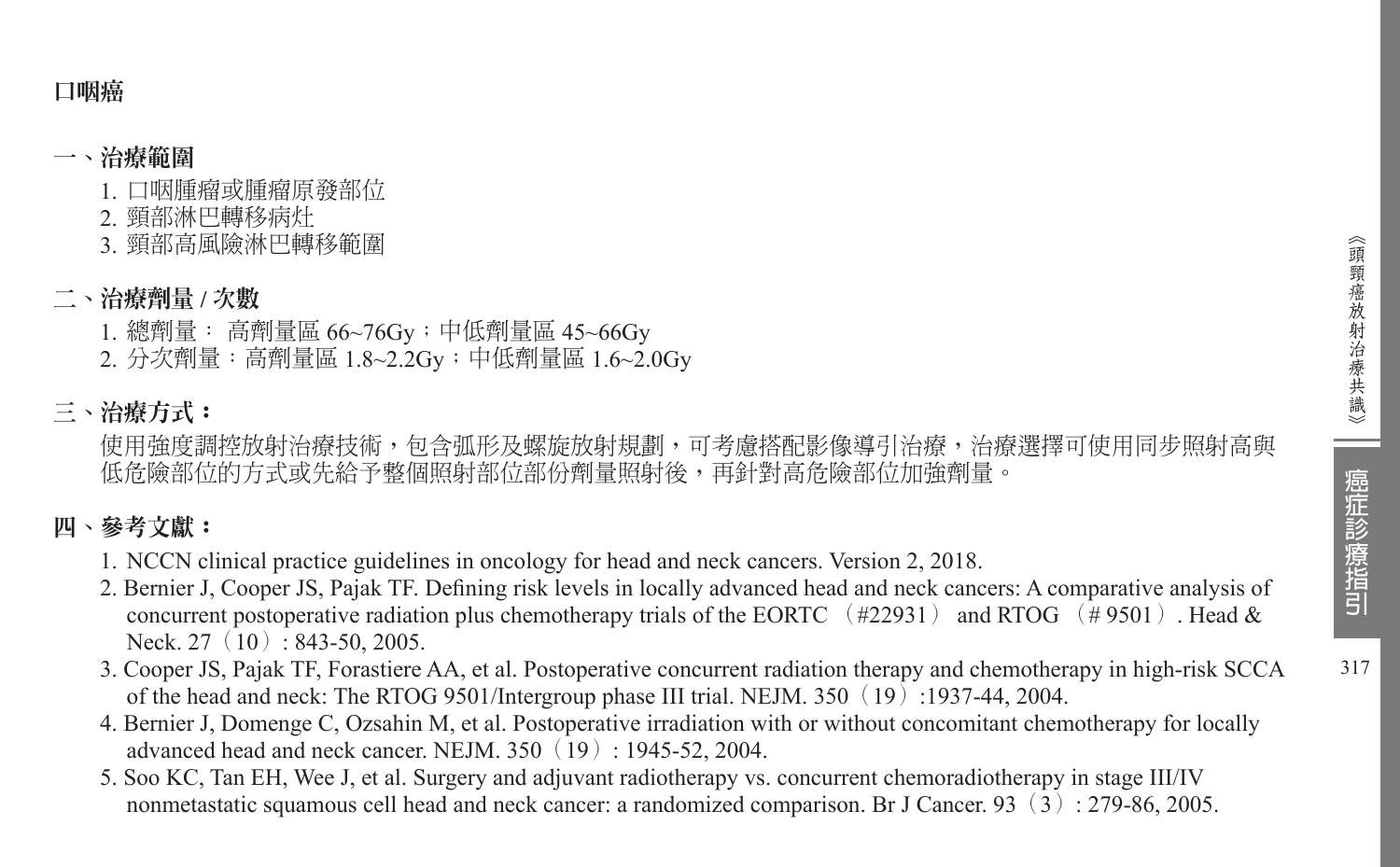# 口咽癌

## 一、治療範圍

1. 口咽腫瘤或腫瘤原發部位
2. 頸部淋巴轉移病灶
3. 頸部高風險淋巴轉移範圍

## 二、治療劑量 / 次數

1. 總劑量： 高劑量區 66~76Gy；中低劑量區 45~66Gy
2. 分次劑量：高劑量區 1.8~2.2Gy；中低劑量區 1.6~2.0Gy

## 三、治療方式：

使用強度調控放射治療技術，包含弧形及螺旋放射規劃，可考慮搭配影像導引治療，治療選擇可使用同步照射高與低危險部位的方式或先給予整個照射部位部份劑量照射後，再針對高危險部位加強劑量。

## 四、參考文獻：

1. NCCN clinical practice guidelines in oncology for head and neck cancers. Version 2, 2018.
2. Bernier J, Cooper JS, Pajak TF. Defining risk levels in locally advanced head and neck cancers: A comparative analysis of concurrent postoperative radiation plus chemotherapy trials of the EORTC （#22931） and RTOG （# 9501）. Head & Neck. 27（10）: 843-50, 2005.
3. Cooper JS, Pajak TF, Forastiere AA, et al. Postoperative concurrent radiation therapy and chemotherapy in high-risk SCCA of the head and neck: The RTOG 9501/Intergroup phase III trial. NEJM. 350（19）:1937-44, 2004.
4. Bernier J, Domenge C, Ozsahin M, et al. Postoperative irradiation with or without concomitant chemotherapy for locally advanced head and neck cancer. NEJM. 350（19）: 1945-52, 2004.
5. Soo KC, Tan EH, Wee J, et al. Surgery and adjuvant radiotherapy vs. concurrent chemoradiotherapy in stage III/IV nonmetastatic squamous cell head and neck cancer: a randomized comparison. Br J Cancer. 93（3）: 279-86, 2005.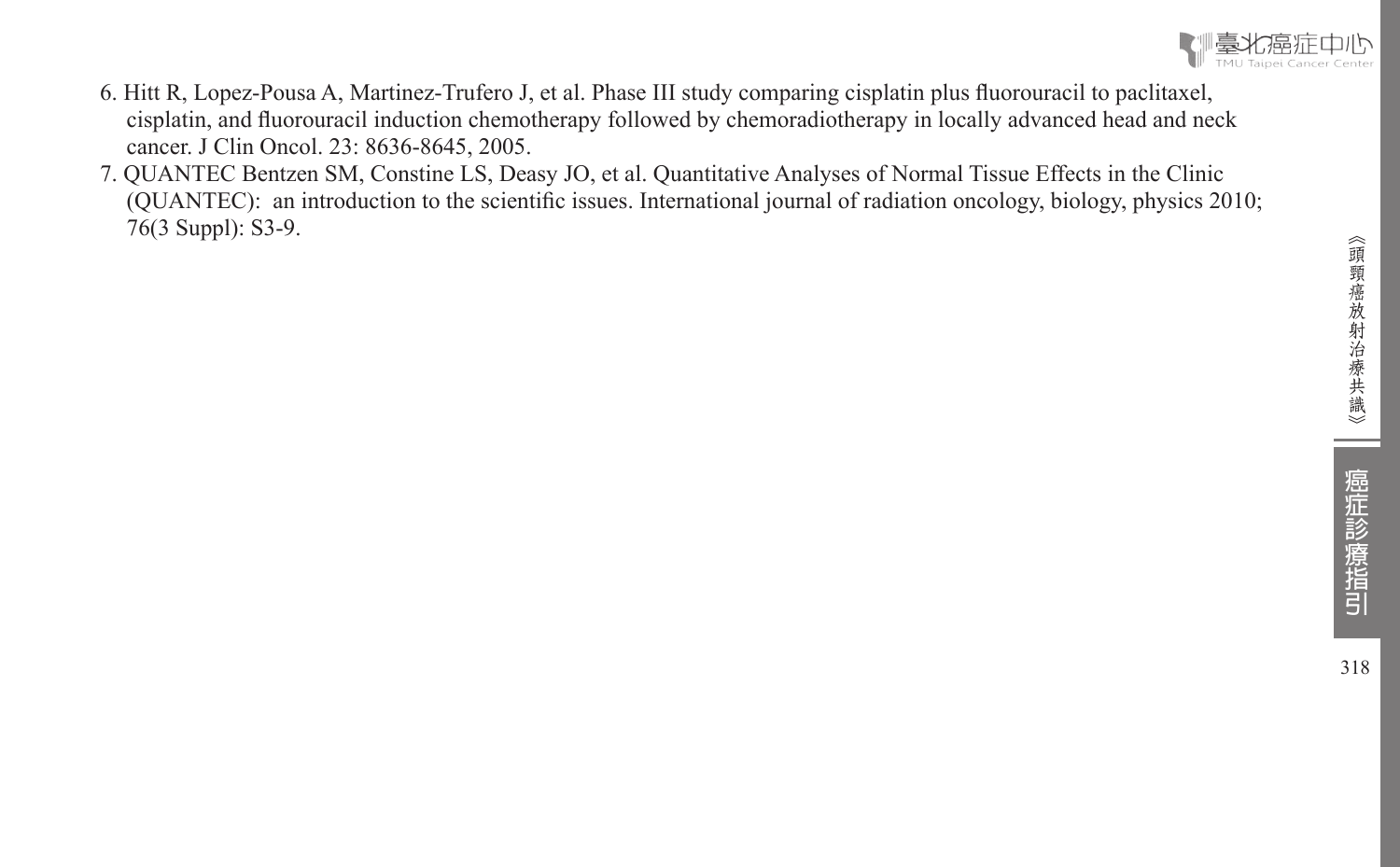6. Hitt R, Lopez-Pousa A, Martinez-Trufero J, et al. Phase III study comparing cisplatin plus fluorouracil to paclitaxel, cisplatin, and fluorouracil induction chemotherapy followed by chemoradiotherapy in locally advanced head and neck cancer. J Clin Oncol. 23: 8636-8645, 2005.
7. QUANTEC Bentzen SM, Constine LS, Deasy JO, et al. Quantitative Analyses of Normal Tissue Effects in the Clinic (QUANTEC): an introduction to the scientific issues. International journal of radiation oncology, biology, physics 2010; 76(3 Suppl): S3-9.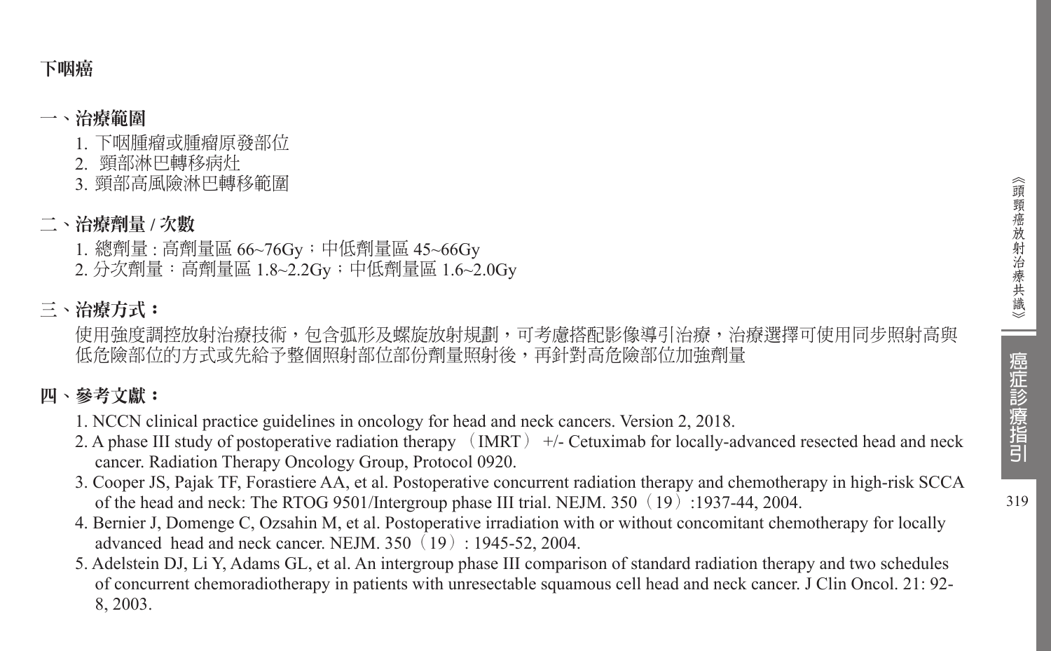# 下咽癌

## 一、治療範圍

1. 下咽腫瘤或腫瘤原發部位
2. 頸部淋巴轉移病灶
3. 頸部高風險淋巴轉移範圍

## 二、治療劑量 / 次數

1. 總劑量 : 高劑量區 66~76Gy；中低劑量區 45~66Gy
2. 分次劑量：高劑量區 1.8~2.2Gy；中低劑量區 1.6~2.0Gy

## 三、治療方式：

使用強度調控放射治療技術，包含弧形及螺旋放射規劃，可考慮搭配影像導引治療，治療選擇可使用同步照射高與低危險部位的方式或先給予整個照射部位部份劑量照射後，再針對高危險部位加強劑量

## 四、參考文獻：

1. NCCN clinical practice guidelines in oncology for head and neck cancers. Version 2, 2018.
2. A phase III study of postoperative radiation therapy（IMRT） +/- Cetuximab for locally-advanced resected head and neck cancer. Radiation Therapy Oncology Group, Protocol 0920.
3. Cooper JS, Pajak TF, Forastiere AA, et al. Postoperative concurrent radiation therapy and chemotherapy in high-risk SCCA of the head and neck: The RTOG 9501/Intergroup phase III trial. NEJM. 350（19）:1937-44, 2004.
4. Bernier J, Domenge C, Ozsahin M, et al. Postoperative irradiation with or without concomitant chemotherapy for locally advanced head and neck cancer. NEJM. 350（19）: 1945-52, 2004.
5. Adelstein DJ, Li Y, Adams GL, et al. An intergroup phase III comparison of standard radiation therapy and two schedules of concurrent chemoradiotherapy in patients with unresectable squamous cell head and neck cancer. J Clin Oncol. 21: 92-8, 2003.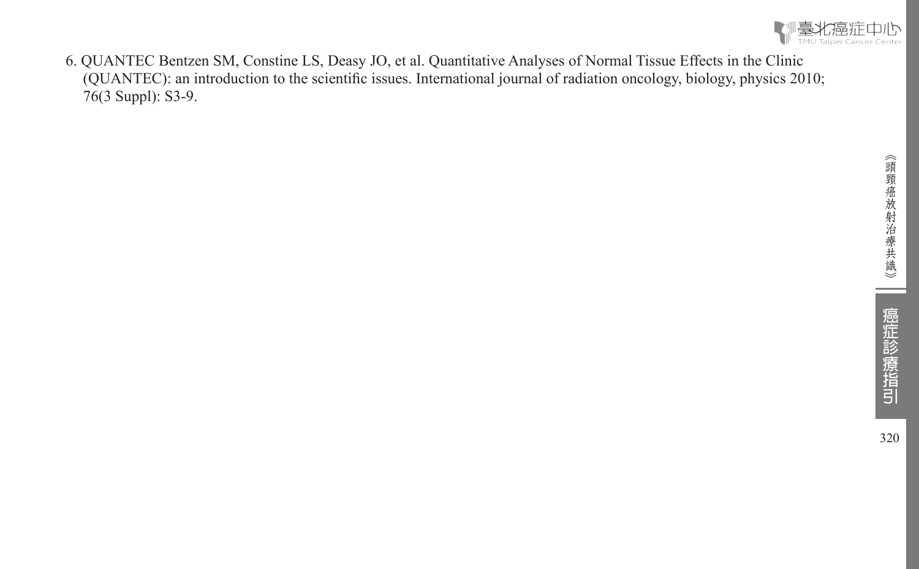6. QUANTEC Bentzen SM, Constine LS, Deasy JO, et al. Quantitative Analyses of Normal Tissue Effects in the Clinic (QUANTEC): an introduction to the scientific issues. International journal of radiation oncology, biology, physics 2010; 76(3 Suppl): S3-9.